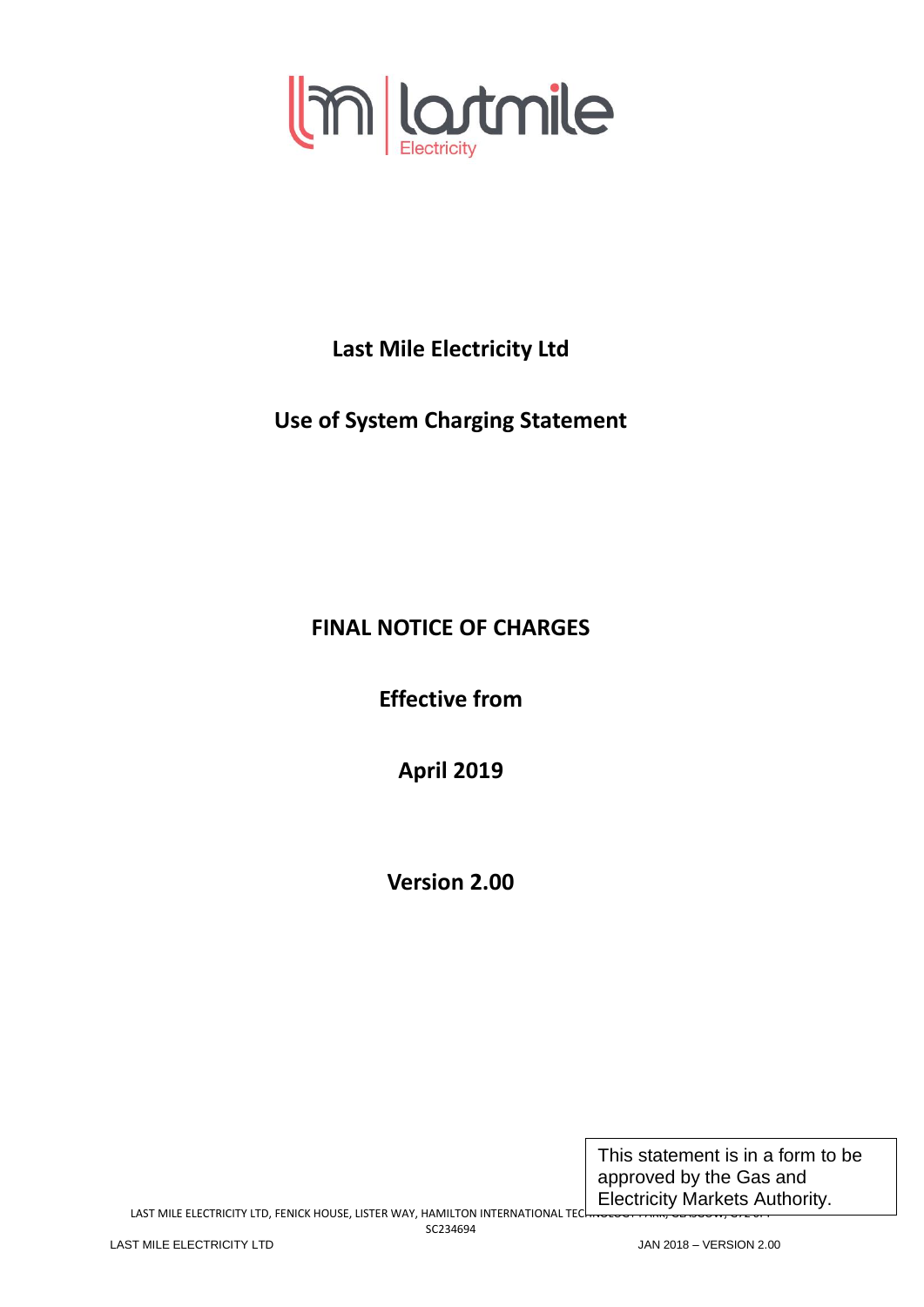# Last Mile Electricity Ltd

## Use of System Charging Statement

## FINAL NOTICE OF CHARGES

**Effective from**

**April 2019**

**Version 2.00**

This statement is in a form to be approved by the Gas and Electricity Markets Authority.

LAST MILE ELECTRICITY LTD, FENICK HOUSE, LISTER WAY, HAMILTON INTERNATIONAL TECHNOLOGY PARK, GLASGOW, G72 0FT

SC234694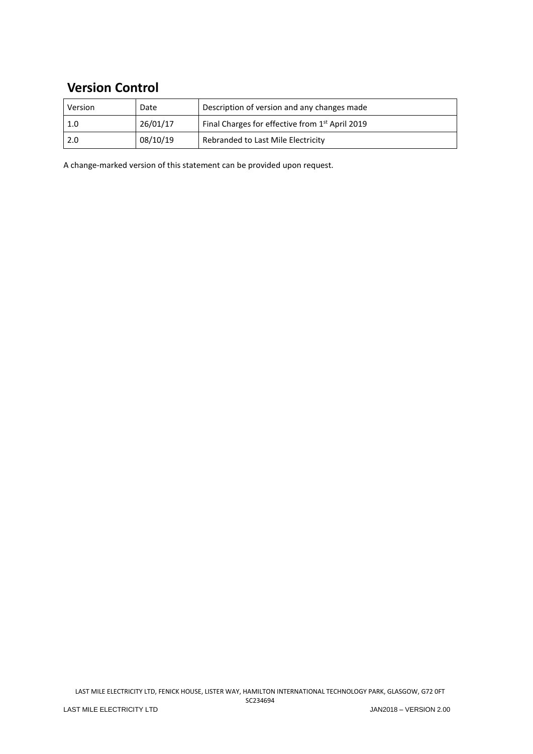## Version Control

| Version | Date | Description of version and any changes made |
| --- | --- | --- |
| 1.0 | 26/01/17 | Final Charges for effective from 1st April 2019 |
| 2.0 | 08/10/19 | Rebranded to Last Mile Electricity |

A change-marked version of this statement can be provided upon request.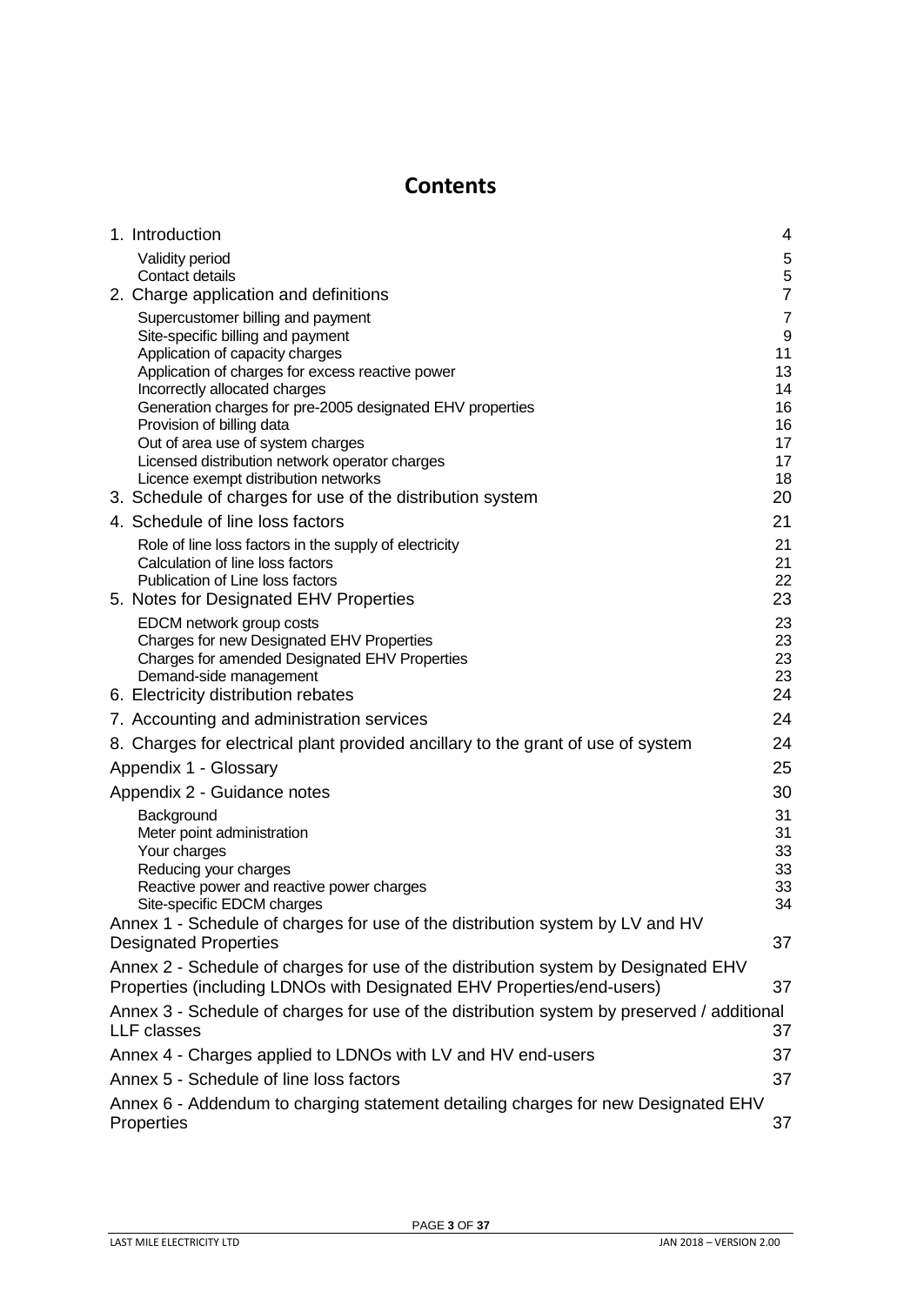# Contents

| | |
|---|---|
| 1. Introduction | 4 |
| Validity period | 5 |
| Contact details | 5 |
| 2. Charge application and definitions | 7 |
| Supercustomer billing and payment | 7 |
| Site-specific billing and payment | 9 |
| Application of capacity charges | 11 |
| Application of charges for excess reactive power | 13 |
| Incorrectly allocated charges | 14 |
| Generation charges for pre-2005 designated EHV properties | 16 |
| Provision of billing data | 16 |
| Out of area use of system charges | 17 |
| Licensed distribution network operator charges | 17 |
| Licence exempt distribution networks | 18 |
| 3. Schedule of charges for use of the distribution system | 20 |
| 4. Schedule of line loss factors | 21 |
| Role of line loss factors in the supply of electricity | 21 |
| Calculation of line loss factors | 21 |
| Publication of Line loss factors | 22 |
| 5. Notes for Designated EHV Properties | 23 |
| EDCM network group costs | 23 |
| Charges for new Designated EHV Properties | 23 |
| Charges for amended Designated EHV Properties | 23 |
| Demand-side management | 23 |
| 6. Electricity distribution rebates | 24 |
| 7. Accounting and administration services | 24 |
| 8. Charges for electrical plant provided ancillary to the grant of use of system | 24 |
| Appendix 1 - Glossary | 25 |
| Appendix 2 - Guidance notes | 30 |
| Background | 31 |
| Meter point administration | 31 |
| Your charges | 33 |
| Reducing your charges | 33 |
| Reactive power and reactive power charges | 33 |
| Site-specific EDCM charges | 34 |
| Annex 1 - Schedule of charges for use of the distribution system by LV and HV Designated Properties | 37 |
| Annex 2 - Schedule of charges for use of the distribution system by Designated EHV Properties (including LDNOs with Designated EHV Properties/end-users) | 37 |
| Annex 3 - Schedule of charges for use of the distribution system by preserved / additional LLF classes | 37 |
| Annex 4 - Charges applied to LDNOs with LV and HV end-users | 37 |
| Annex 5 - Schedule of line loss factors | 37 |
| Annex 6 - Addendum to charging statement detailing charges for new Designated EHV Properties | 37 |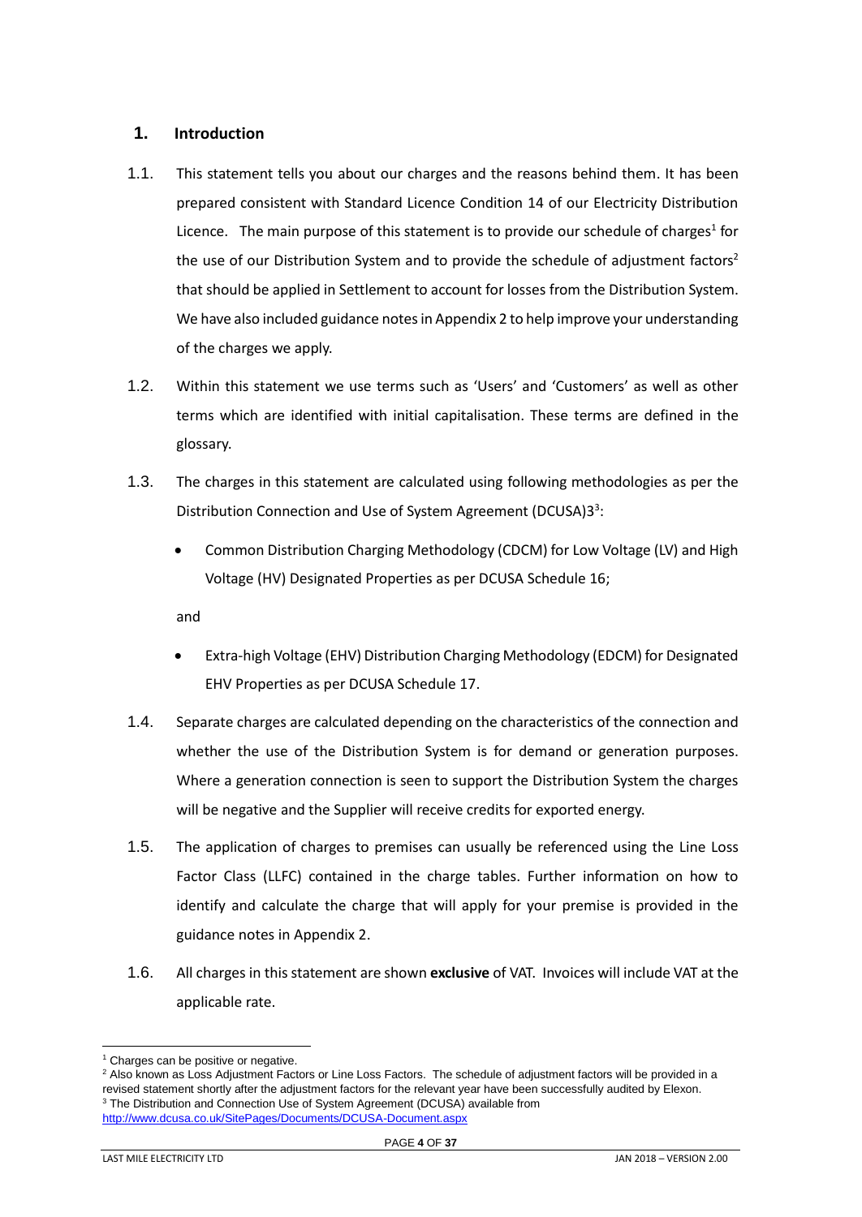## 1. Introduction

1.1. This statement tells you about our charges and the reasons behind them. It has been prepared consistent with Standard Licence Condition 14 of our Electricity Distribution Licence. The main purpose of this statement is to provide our schedule of charges[1] for the use of our Distribution System and to provide the schedule of adjustment factors[2] that should be applied in Settlement to account for losses from the Distribution System. We have also included guidance notes in Appendix 2 to help improve your understanding of the charges we apply.

1.2. Within this statement we use terms such as 'Users' and 'Customers' as well as other terms which are identified with initial capitalisation. These terms are defined in the glossary.

1.3. The charges in this statement are calculated using following methodologies as per the Distribution Connection and Use of System Agreement (DCUSA)3[3]:

- Common Distribution Charging Methodology (CDCM) for Low Voltage (LV) and High Voltage (HV) Designated Properties as per DCUSA Schedule 16;

and

- Extra-high Voltage (EHV) Distribution Charging Methodology (EDCM) for Designated EHV Properties as per DCUSA Schedule 17.

1.4. Separate charges are calculated depending on the characteristics of the connection and whether the use of the Distribution System is for demand or generation purposes. Where a generation connection is seen to support the Distribution System the charges will be negative and the Supplier will receive credits for exported energy.

1.5. The application of charges to premises can usually be referenced using the Line Loss Factor Class (LLFC) contained in the charge tables. Further information on how to identify and calculate the charge that will apply for your premise is provided in the guidance notes in Appendix 2.

1.6. All charges in this statement are shown **exclusive** of VAT. Invoices will include VAT at the applicable rate.

---

[1] Charges can be positive or negative.

[2] Also known as Loss Adjustment Factors or Line Loss Factors. The schedule of adjustment factors will be provided in a revised statement shortly after the adjustment factors for the relevant year have been successfully audited by Elexon.

[3] The Distribution and Connection Use of System Agreement (DCUSA) available from http://www.dcusa.co.uk/SitePages/Documents/DCUSA-Document.aspx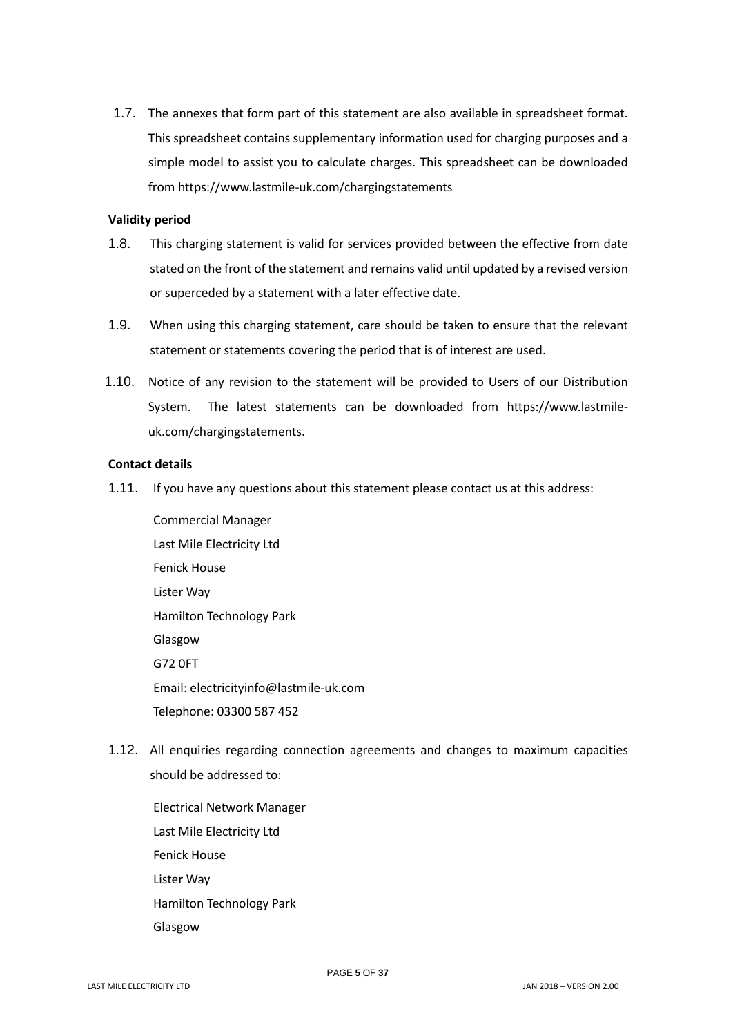1.7. The annexes that form part of this statement are also available in spreadsheet format. This spreadsheet contains supplementary information used for charging purposes and a simple model to assist you to calculate charges. This spreadsheet can be downloaded from https://www.lastmile-uk.com/chargingstatements

**Validity period**

1.8. This charging statement is valid for services provided between the effective from date stated on the front of the statement and remains valid until updated by a revised version or superceded by a statement with a later effective date.

1.9. When using this charging statement, care should be taken to ensure that the relevant statement or statements covering the period that is of interest are used.

1.10. Notice of any revision to the statement will be provided to Users of our Distribution System. The latest statements can be downloaded from https://www.lastmile-uk.com/chargingstatements.

**Contact details**

1.11. If you have any questions about this statement please contact us at this address:

Commercial Manager
Last Mile Electricity Ltd
Fenick House
Lister Way
Hamilton Technology Park
Glasgow
G72 0FT
Email: electricityinfo@lastmile-uk.com
Telephone: 03300 587 452

1.12. All enquiries regarding connection agreements and changes to maximum capacities should be addressed to:

Electrical Network Manager
Last Mile Electricity Ltd
Fenick House
Lister Way
Hamilton Technology Park
Glasgow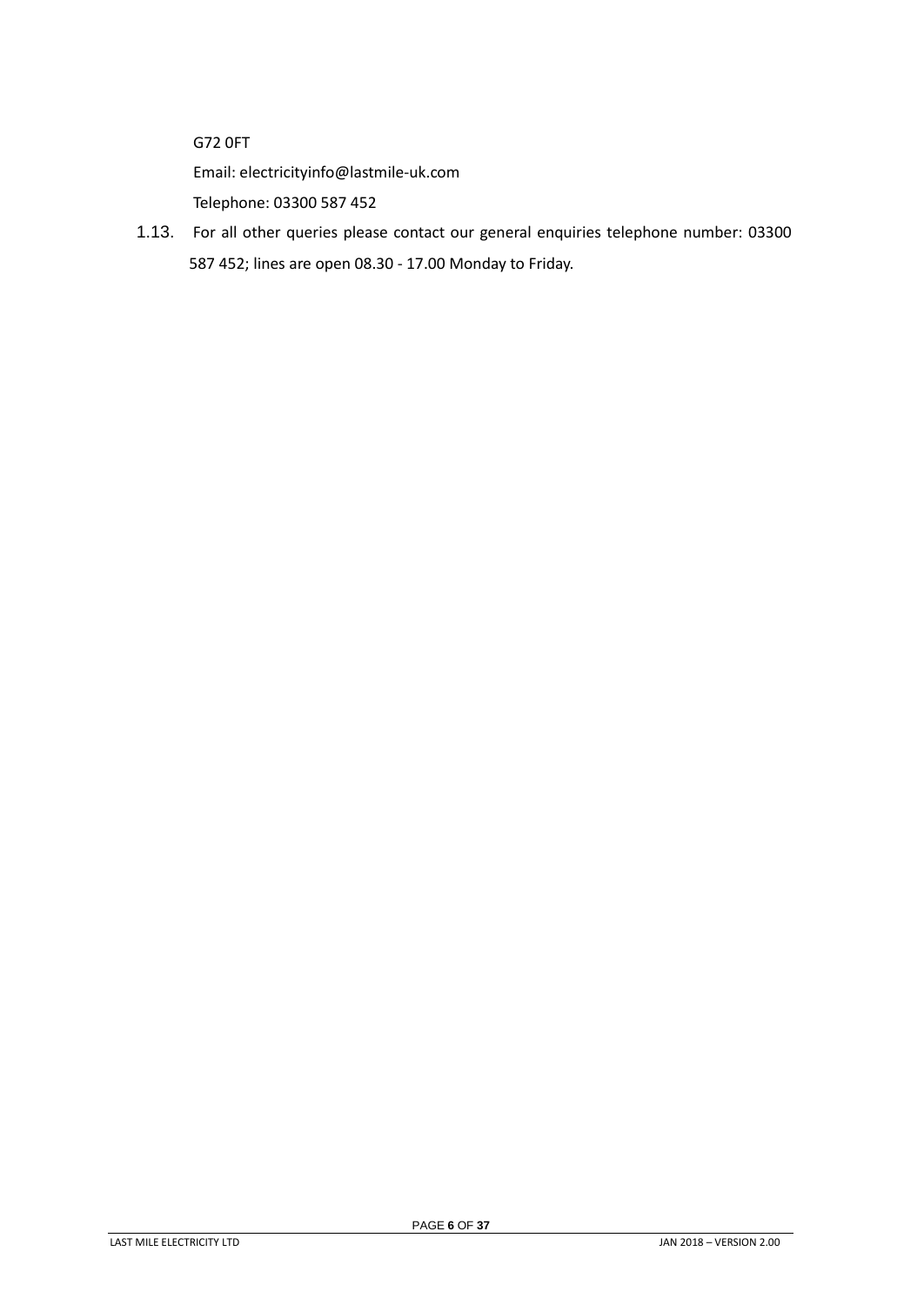G72 0FT

Email: electricityinfo@lastmile-uk.com

Telephone: 03300 587 452

1.13. For all other queries please contact our general enquiries telephone number: 03300 587 452; lines are open 08.30 - 17.00 Monday to Friday.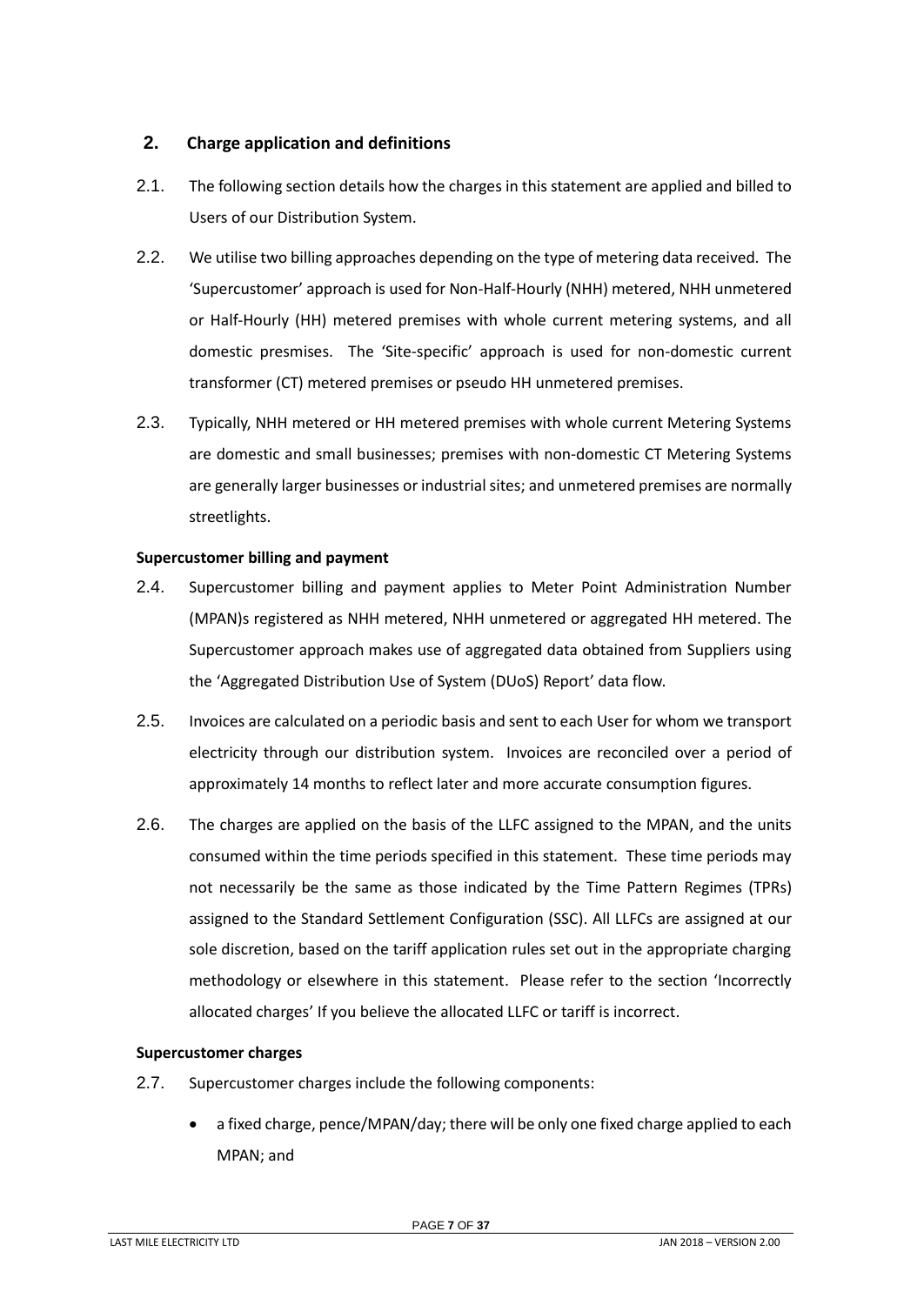## 2. Charge application and definitions

2.1. The following section details how the charges in this statement are applied and billed to Users of our Distribution System.

2.2. We utilise two billing approaches depending on the type of metering data received. The 'Supercustomer' approach is used for Non-Half-Hourly (NHH) metered, NHH unmetered or Half-Hourly (HH) metered premises with whole current metering systems, and all domestic presmises. The 'Site-specific' approach is used for non-domestic current transformer (CT) metered premises or pseudo HH unmetered premises.

2.3. Typically, NHH metered or HH metered premises with whole current Metering Systems are domestic and small businesses; premises with non-domestic CT Metering Systems are generally larger businesses or industrial sites; and unmetered premises are normally streetlights.

**Supercustomer billing and payment**

2.4. Supercustomer billing and payment applies to Meter Point Administration Number (MPAN)s registered as NHH metered, NHH unmetered or aggregated HH metered. The Supercustomer approach makes use of aggregated data obtained from Suppliers using the 'Aggregated Distribution Use of System (DUoS) Report' data flow.

2.5. Invoices are calculated on a periodic basis and sent to each User for whom we transport electricity through our distribution system. Invoices are reconciled over a period of approximately 14 months to reflect later and more accurate consumption figures.

2.6. The charges are applied on the basis of the LLFC assigned to the MPAN, and the units consumed within the time periods specified in this statement. These time periods may not necessarily be the same as those indicated by the Time Pattern Regimes (TPRs) assigned to the Standard Settlement Configuration (SSC). All LLFCs are assigned at our sole discretion, based on the tariff application rules set out in the appropriate charging methodology or elsewhere in this statement. Please refer to the section 'Incorrectly allocated charges' If you believe the allocated LLFC or tariff is incorrect.

**Supercustomer charges**

2.7. Supercustomer charges include the following components:

- a fixed charge, pence/MPAN/day; there will be only one fixed charge applied to each MPAN; and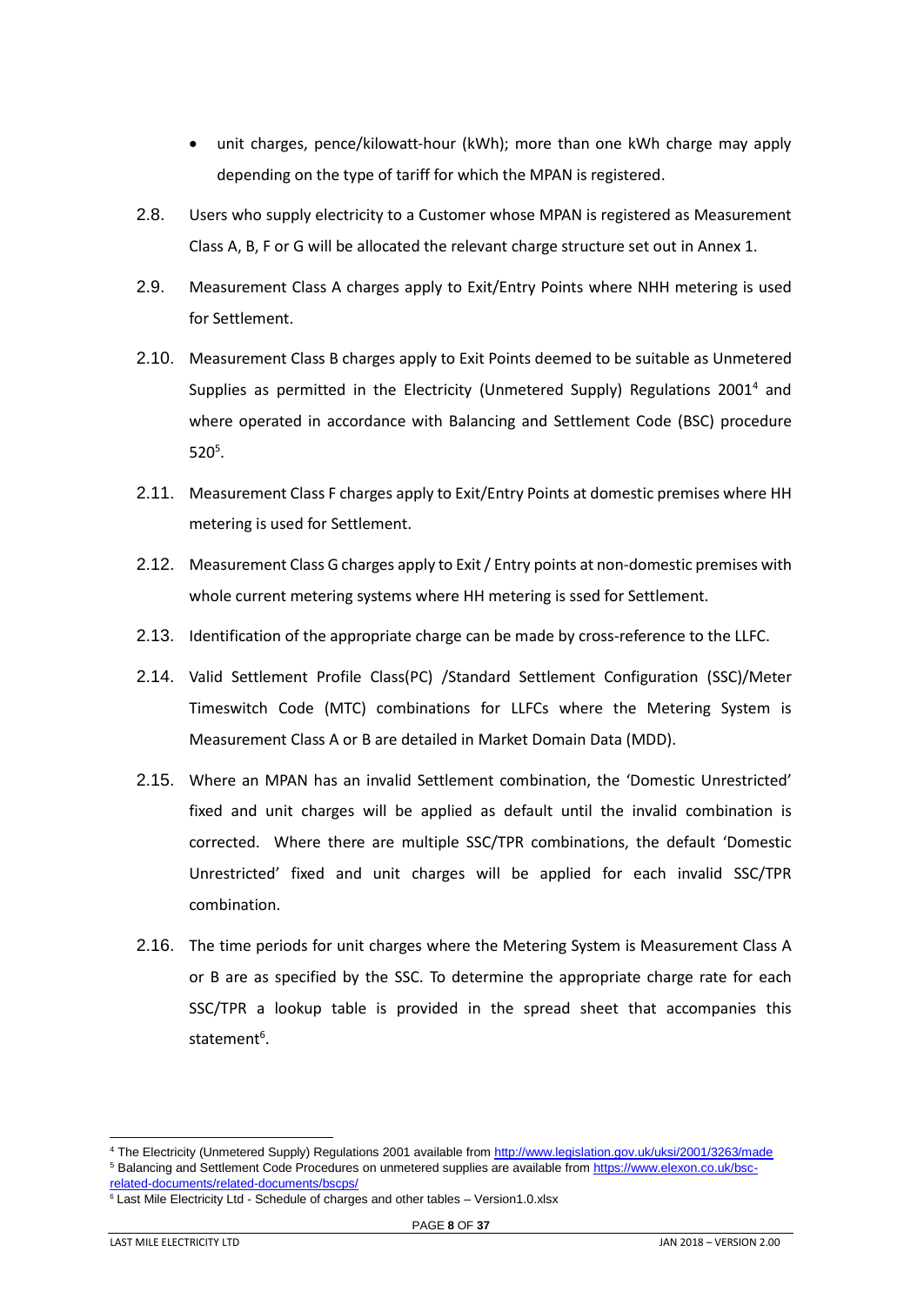- unit charges, pence/kilowatt-hour (kWh); more than one kWh charge may apply depending on the type of tariff for which the MPAN is registered.

2.8. Users who supply electricity to a Customer whose MPAN is registered as Measurement Class A, B, F or G will be allocated the relevant charge structure set out in Annex 1.

2.9. Measurement Class A charges apply to Exit/Entry Points where NHH metering is used for Settlement.

2.10. Measurement Class B charges apply to Exit Points deemed to be suitable as Unmetered Supplies as permitted in the Electricity (Unmetered Supply) Regulations 2001[4] and where operated in accordance with Balancing and Settlement Code (BSC) procedure 520[5].

2.11. Measurement Class F charges apply to Exit/Entry Points at domestic premises where HH metering is used for Settlement.

2.12. Measurement Class G charges apply to Exit / Entry points at non-domestic premises with whole current metering systems where HH metering is ssed for Settlement.

2.13. Identification of the appropriate charge can be made by cross-reference to the LLFC.

2.14. Valid Settlement Profile Class(PC) /Standard Settlement Configuration (SSC)/Meter Timeswitch Code (MTC) combinations for LLFCs where the Metering System is Measurement Class A or B are detailed in Market Domain Data (MDD).

2.15. Where an MPAN has an invalid Settlement combination, the 'Domestic Unrestricted' fixed and unit charges will be applied as default until the invalid combination is corrected. Where there are multiple SSC/TPR combinations, the default 'Domestic Unrestricted' fixed and unit charges will be applied for each invalid SSC/TPR combination.

2.16. The time periods for unit charges where the Metering System is Measurement Class A or B are as specified by the SSC. To determine the appropriate charge rate for each SSC/TPR a lookup table is provided in the spread sheet that accompanies this statement[6].

---

[4] The Electricity (Unmetered Supply) Regulations 2001 available from http://www.legislation.gov.uk/uksi/2001/3263/made

[5] Balancing and Settlement Code Procedures on unmetered supplies are available from https://www.elexon.co.uk/bsc-related-documents/related-documents/bscps/

[6] Last Mile Electricity Ltd - Schedule of charges and other tables – Version1.0.xlsx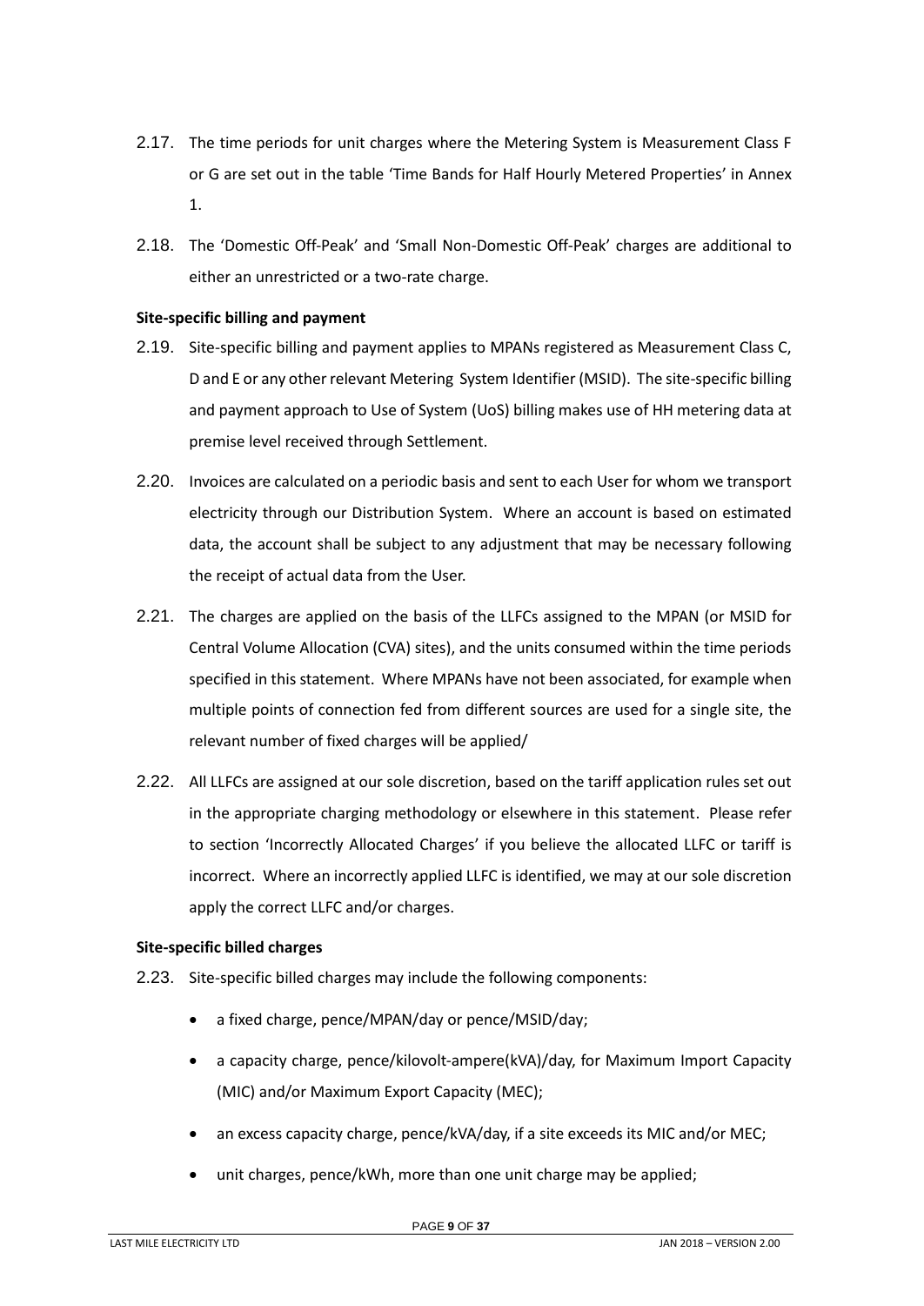2.17. The time periods for unit charges where the Metering System is Measurement Class F or G are set out in the table 'Time Bands for Half Hourly Metered Properties' in Annex 1.

2.18. The 'Domestic Off-Peak' and 'Small Non-Domestic Off-Peak' charges are additional to either an unrestricted or a two-rate charge.

**Site-specific billing and payment**

2.19. Site-specific billing and payment applies to MPANs registered as Measurement Class C, D and E or any other relevant Metering System Identifier (MSID). The site-specific billing and payment approach to Use of System (UoS) billing makes use of HH metering data at premise level received through Settlement.

2.20. Invoices are calculated on a periodic basis and sent to each User for whom we transport electricity through our Distribution System. Where an account is based on estimated data, the account shall be subject to any adjustment that may be necessary following the receipt of actual data from the User.

2.21. The charges are applied on the basis of the LLFCs assigned to the MPAN (or MSID for Central Volume Allocation (CVA) sites), and the units consumed within the time periods specified in this statement. Where MPANs have not been associated, for example when multiple points of connection fed from different sources are used for a single site, the relevant number of fixed charges will be applied/

2.22. All LLFCs are assigned at our sole discretion, based on the tariff application rules set out in the appropriate charging methodology or elsewhere in this statement. Please refer to section 'Incorrectly Allocated Charges' if you believe the allocated LLFC or tariff is incorrect. Where an incorrectly applied LLFC is identified, we may at our sole discretion apply the correct LLFC and/or charges.

**Site-specific billed charges**

2.23. Site-specific billed charges may include the following components:

- a fixed charge, pence/MPAN/day or pence/MSID/day;
- a capacity charge, pence/kilovolt-ampere(kVA)/day, for Maximum Import Capacity (MIC) and/or Maximum Export Capacity (MEC);
- an excess capacity charge, pence/kVA/day, if a site exceeds its MIC and/or MEC;
- unit charges, pence/kWh, more than one unit charge may be applied;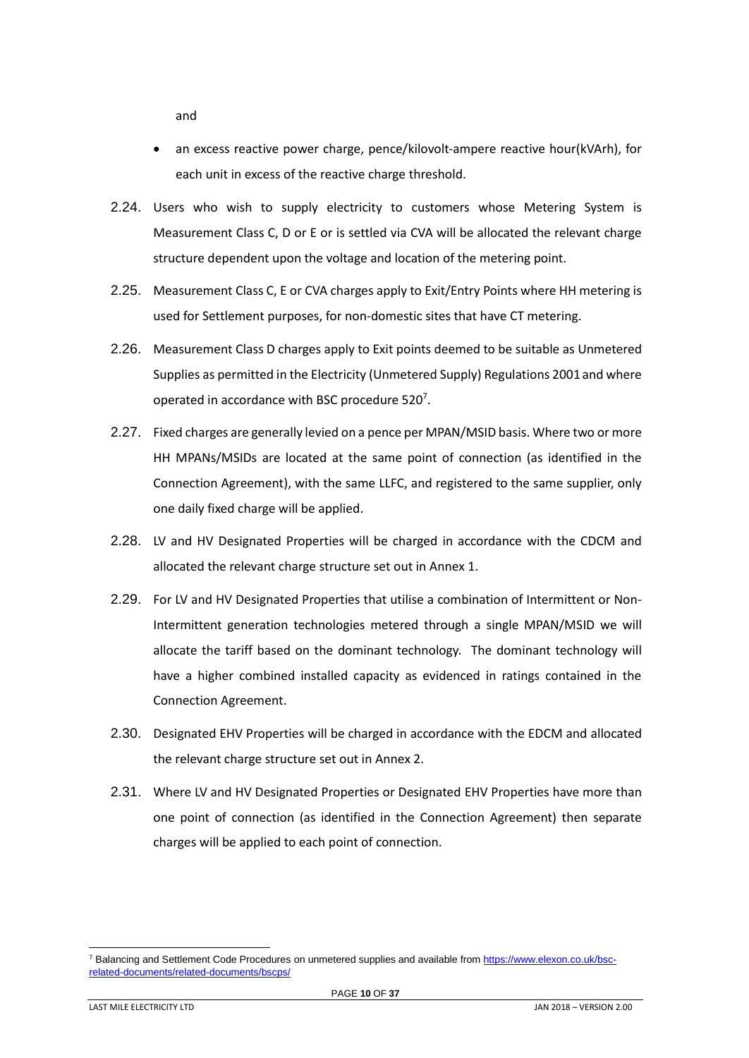and

- an excess reactive power charge, pence/kilovolt-ampere reactive hour(kVArh), for each unit in excess of the reactive charge threshold.

2.24. Users who wish to supply electricity to customers whose Metering System is Measurement Class C, D or E or is settled via CVA will be allocated the relevant charge structure dependent upon the voltage and location of the metering point.

2.25. Measurement Class C, E or CVA charges apply to Exit/Entry Points where HH metering is used for Settlement purposes, for non-domestic sites that have CT metering.

2.26. Measurement Class D charges apply to Exit points deemed to be suitable as Unmetered Supplies as permitted in the Electricity (Unmetered Supply) Regulations 2001 and where operated in accordance with BSC procedure 520[7].

2.27. Fixed charges are generally levied on a pence per MPAN/MSID basis. Where two or more HH MPANs/MSIDs are located at the same point of connection (as identified in the Connection Agreement), with the same LLFC, and registered to the same supplier, only one daily fixed charge will be applied.

2.28. LV and HV Designated Properties will be charged in accordance with the CDCM and allocated the relevant charge structure set out in Annex 1.

2.29. For LV and HV Designated Properties that utilise a combination of Intermittent or Non-Intermittent generation technologies metered through a single MPAN/MSID we will allocate the tariff based on the dominant technology. The dominant technology will have a higher combined installed capacity as evidenced in ratings contained in the Connection Agreement.

2.30. Designated EHV Properties will be charged in accordance with the EDCM and allocated the relevant charge structure set out in Annex 2.

2.31. Where LV and HV Designated Properties or Designated EHV Properties have more than one point of connection (as identified in the Connection Agreement) then separate charges will be applied to each point of connection.

---

[7] Balancing and Settlement Code Procedures on unmetered supplies and available from https://www.elexon.co.uk/bsc-related-documents/related-documents/bscps/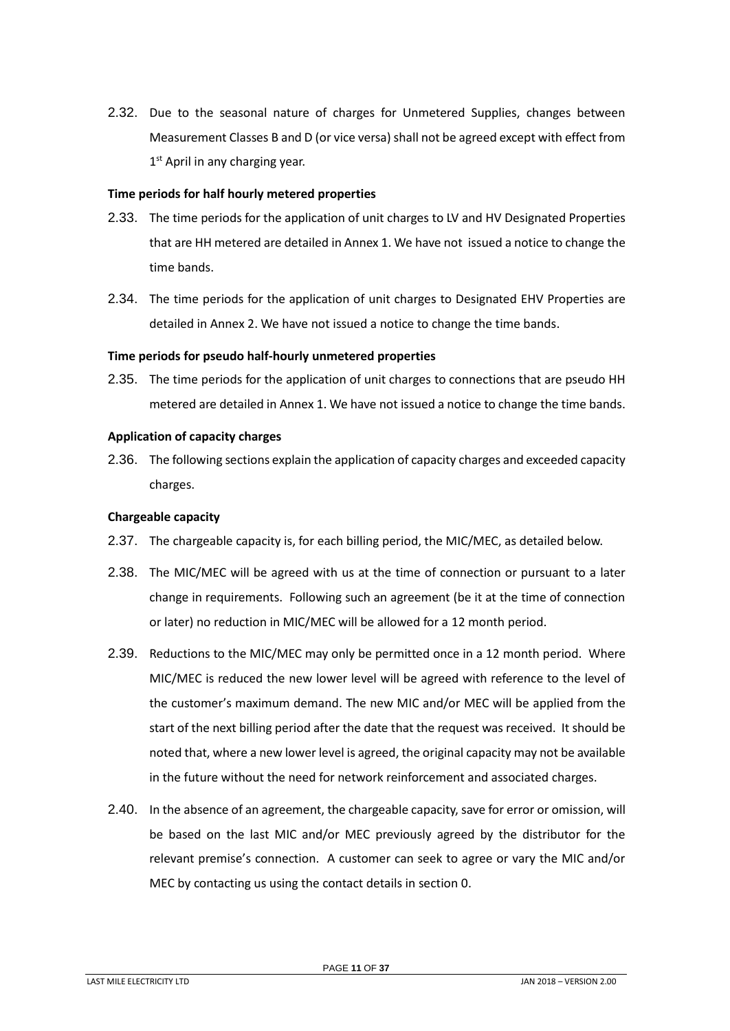2.32. Due to the seasonal nature of charges for Unmetered Supplies, changes between Measurement Classes B and D (or vice versa) shall not be agreed except with effect from 1st April in any charging year.

**Time periods for half hourly metered properties**

2.33. The time periods for the application of unit charges to LV and HV Designated Properties that are HH metered are detailed in Annex 1. We have not issued a notice to change the time bands.

2.34. The time periods for the application of unit charges to Designated EHV Properties are detailed in Annex 2. We have not issued a notice to change the time bands.

**Time periods for pseudo half-hourly unmetered properties**

2.35. The time periods for the application of unit charges to connections that are pseudo HH metered are detailed in Annex 1. We have not issued a notice to change the time bands.

**Application of capacity charges**

2.36. The following sections explain the application of capacity charges and exceeded capacity charges.

**Chargeable capacity**

2.37. The chargeable capacity is, for each billing period, the MIC/MEC, as detailed below.

2.38. The MIC/MEC will be agreed with us at the time of connection or pursuant to a later change in requirements. Following such an agreement (be it at the time of connection or later) no reduction in MIC/MEC will be allowed for a 12 month period.

2.39. Reductions to the MIC/MEC may only be permitted once in a 12 month period. Where MIC/MEC is reduced the new lower level will be agreed with reference to the level of the customer's maximum demand. The new MIC and/or MEC will be applied from the start of the next billing period after the date that the request was received. It should be noted that, where a new lower level is agreed, the original capacity may not be available in the future without the need for network reinforcement and associated charges.

2.40. In the absence of an agreement, the chargeable capacity, save for error or omission, will be based on the last MIC and/or MEC previously agreed by the distributor for the relevant premise's connection. A customer can seek to agree or vary the MIC and/or MEC by contacting us using the contact details in section 0.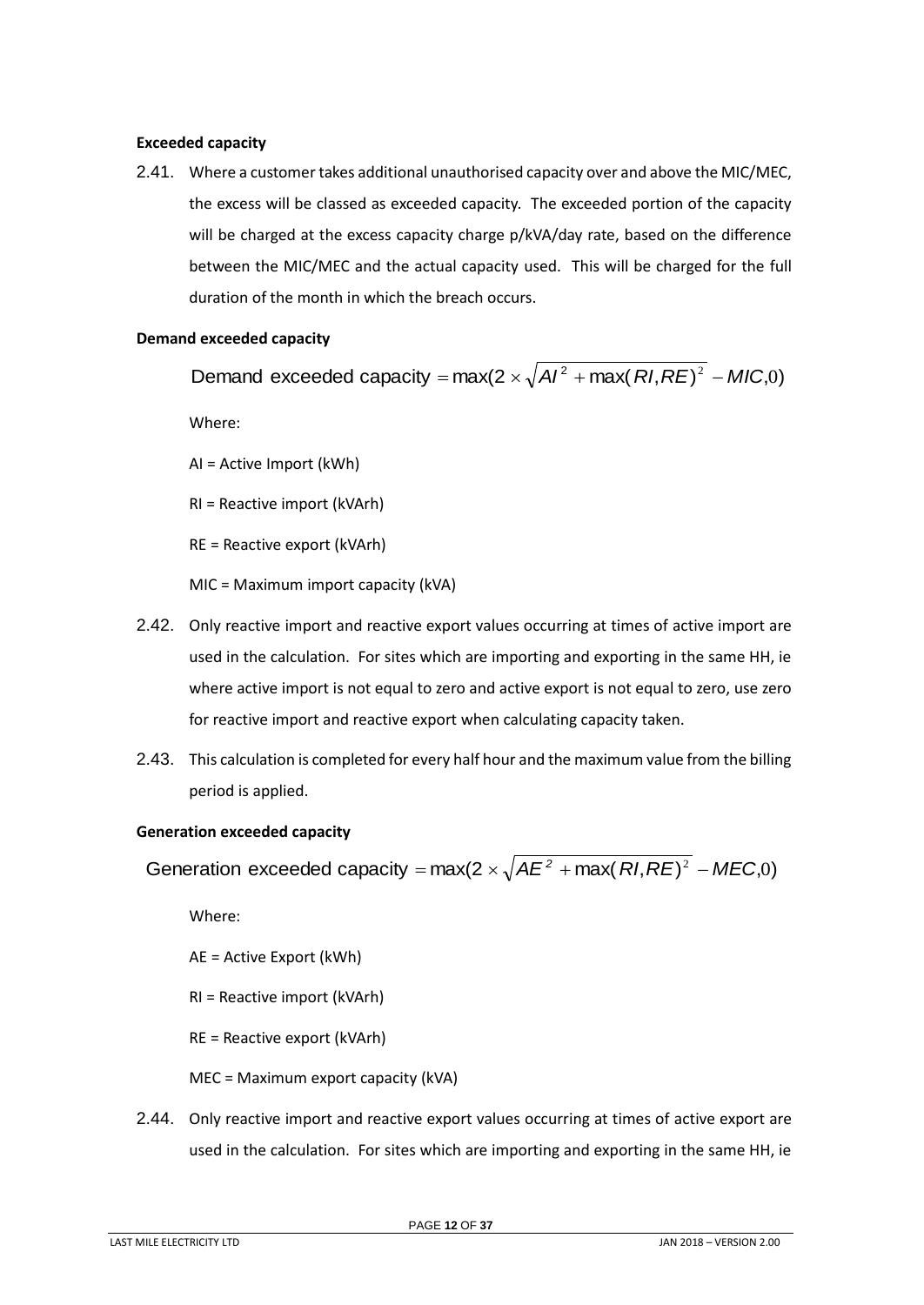**Exceeded capacity**

2.41. Where a customer takes additional unauthorised capacity over and above the MIC/MEC, the excess will be classed as exceeded capacity. The exceeded portion of the capacity will be charged at the excess capacity charge p/kVA/day rate, based on the difference between the MIC/MEC and the actual capacity used. This will be charged for the full duration of the month in which the breach occurs.

**Demand exceeded capacity**

$$\text{Demand exceeded capacity} = \max(2 \times \sqrt{AI^2 + \max(RI, RE)^2} - MIC, 0)$$

Where:

AI = Active Import (kWh)

RI = Reactive import (kVArh)

RE = Reactive export (kVArh)

MIC = Maximum import capacity (kVA)

2.42. Only reactive import and reactive export values occurring at times of active import are used in the calculation. For sites which are importing and exporting in the same HH, ie where active import is not equal to zero and active export is not equal to zero, use zero for reactive import and reactive export when calculating capacity taken.

2.43. This calculation is completed for every half hour and the maximum value from the billing period is applied.

**Generation exceeded capacity**

$$\text{Generation exceeded capacity} = \max(2 \times \sqrt{AE^2 + \max(RI, RE)^2} - MEC, 0)$$

Where:

AE = Active Export (kWh)

RI = Reactive import (kVArh)

RE = Reactive export (kVArh)

MEC = Maximum export capacity (kVA)

2.44. Only reactive import and reactive export values occurring at times of active export are used in the calculation. For sites which are importing and exporting in the same HH, ie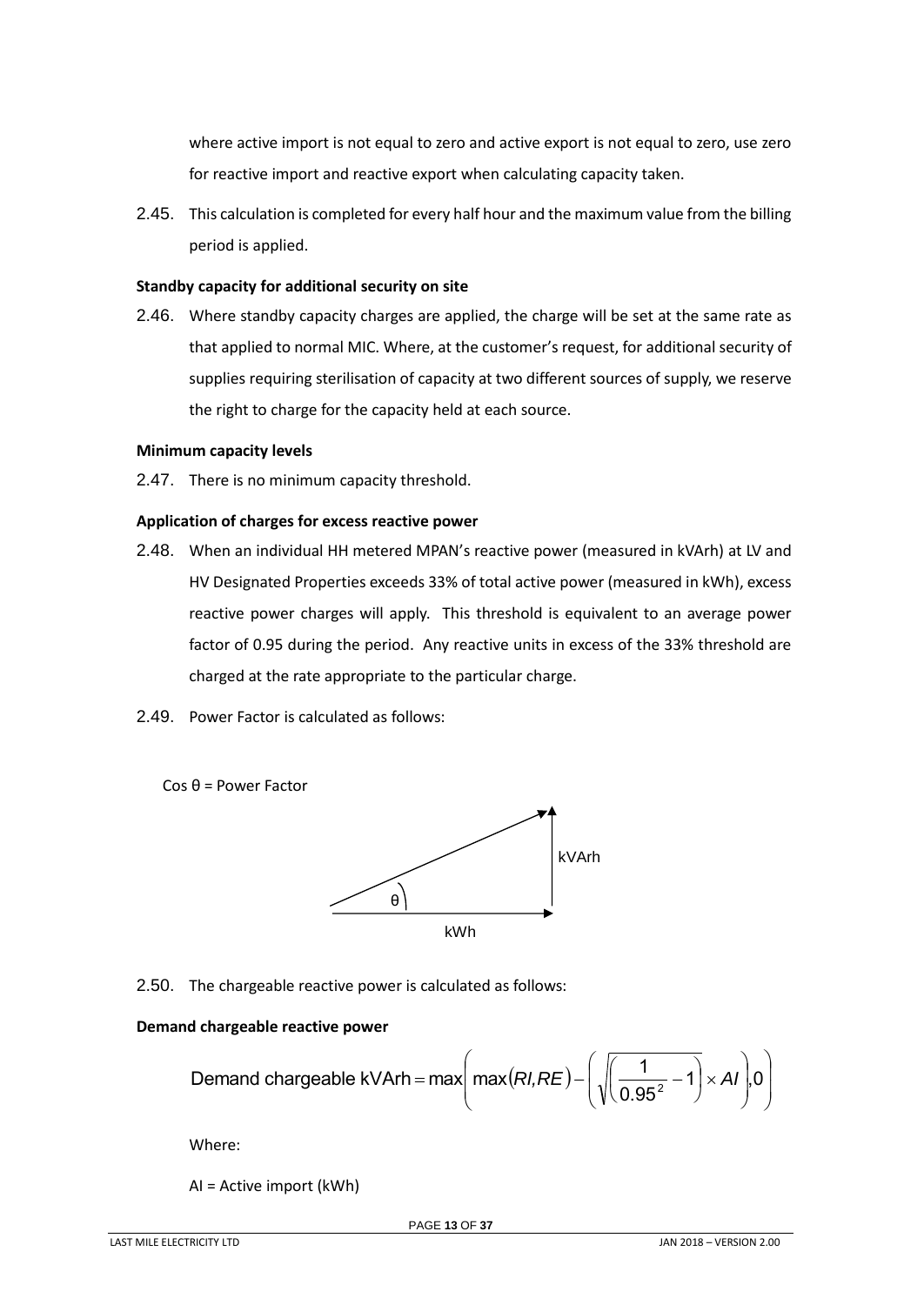where active import is not equal to zero and active export is not equal to zero, use zero for reactive import and reactive export when calculating capacity taken.

2.45. This calculation is completed for every half hour and the maximum value from the billing period is applied.

**Standby capacity for additional security on site**

2.46. Where standby capacity charges are applied, the charge will be set at the same rate as that applied to normal MIC. Where, at the customer's request, for additional security of supplies requiring sterilisation of capacity at two different sources of supply, we reserve the right to charge for the capacity held at each source.

**Minimum capacity levels**

2.47. There is no minimum capacity threshold.

**Application of charges for excess reactive power**

2.48. When an individual HH metered MPAN's reactive power (measured in kVArh) at LV and HV Designated Properties exceeds 33% of total active power (measured in kWh), excess reactive power charges will apply. This threshold is equivalent to an average power factor of 0.95 during the period. Any reactive units in excess of the 33% threshold are charged at the rate appropriate to the particular charge.

2.49. Power Factor is calculated as follows:

Cos θ = Power Factor

kVArh

θ

kWh

2.50. The chargeable reactive power is calculated as follows:

**Demand chargeable reactive power**

$$\text{Demand chargeable kVArh} = \max\left(\max(RI, RE) - \left(\sqrt{\left(\frac{1}{0.95^2} - 1\right)} \times AI\right), 0\right)$$

Where:

AI = Active import (kWh)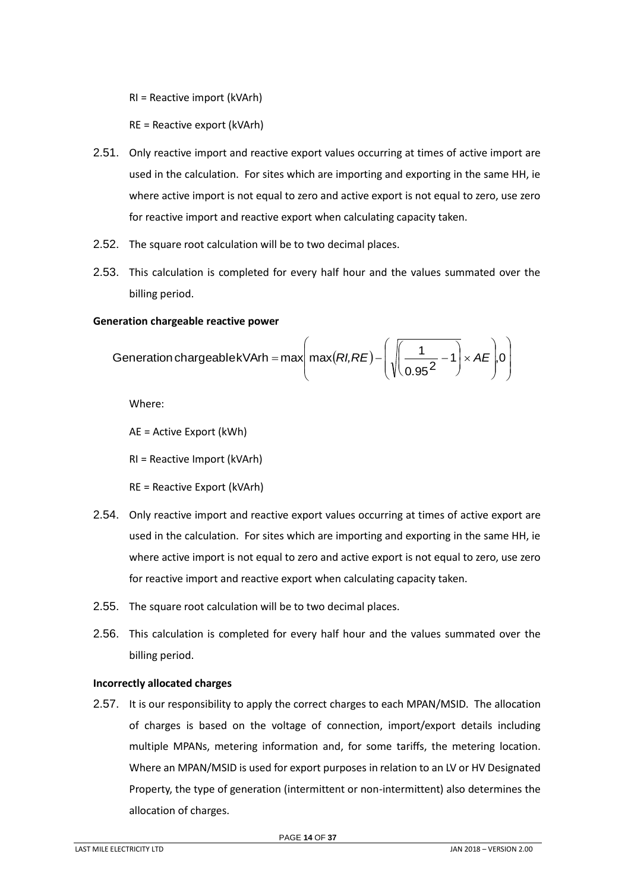RI = Reactive import (kVArh)

RE = Reactive export (kVArh)

2.51. Only reactive import and reactive export values occurring at times of active import are used in the calculation. For sites which are importing and exporting in the same HH, ie where active import is not equal to zero and active export is not equal to zero, use zero for reactive import and reactive export when calculating capacity taken.

2.52. The square root calculation will be to two decimal places.

2.53. This calculation is completed for every half hour and the values summated over the billing period.

**Generation chargeable reactive power**

$$\text{Generation chargeable kVArh} = \max\left(\max(RI, RE) - \left(\sqrt{\left(\frac{1}{0.95^2} - 1\right)} \times AE\right), 0\right)$$

Where:

AE = Active Export (kWh)

RI = Reactive Import (kVArh)

RE = Reactive Export (kVArh)

2.54. Only reactive import and reactive export values occurring at times of active export are used in the calculation. For sites which are importing and exporting in the same HH, ie where active import is not equal to zero and active export is not equal to zero, use zero for reactive import and reactive export when calculating capacity taken.

2.55. The square root calculation will be to two decimal places.

2.56. This calculation is completed for every half hour and the values summated over the billing period.

**Incorrectly allocated charges**

2.57. It is our responsibility to apply the correct charges to each MPAN/MSID. The allocation of charges is based on the voltage of connection, import/export details including multiple MPANs, metering information and, for some tariffs, the metering location. Where an MPAN/MSID is used for export purposes in relation to an LV or HV Designated Property, the type of generation (intermittent or non-intermittent) also determines the allocation of charges.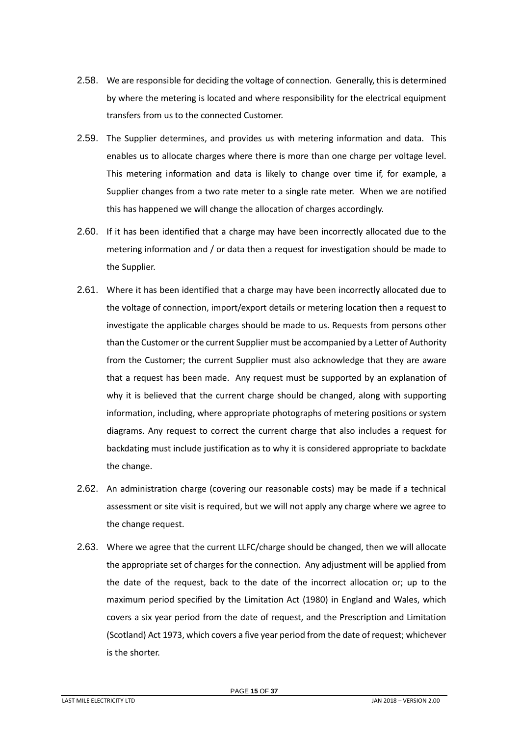2.58. We are responsible for deciding the voltage of connection. Generally, this is determined by where the metering is located and where responsibility for the electrical equipment transfers from us to the connected Customer.

2.59. The Supplier determines, and provides us with metering information and data. This enables us to allocate charges where there is more than one charge per voltage level. This metering information and data is likely to change over time if, for example, a Supplier changes from a two rate meter to a single rate meter. When we are notified this has happened we will change the allocation of charges accordingly.

2.60. If it has been identified that a charge may have been incorrectly allocated due to the metering information and / or data then a request for investigation should be made to the Supplier.

2.61. Where it has been identified that a charge may have been incorrectly allocated due to the voltage of connection, import/export details or metering location then a request to investigate the applicable charges should be made to us. Requests from persons other than the Customer or the current Supplier must be accompanied by a Letter of Authority from the Customer; the current Supplier must also acknowledge that they are aware that a request has been made. Any request must be supported by an explanation of why it is believed that the current charge should be changed, along with supporting information, including, where appropriate photographs of metering positions or system diagrams. Any request to correct the current charge that also includes a request for backdating must include justification as to why it is considered appropriate to backdate the change.

2.62. An administration charge (covering our reasonable costs) may be made if a technical assessment or site visit is required, but we will not apply any charge where we agree to the change request.

2.63. Where we agree that the current LLFC/charge should be changed, then we will allocate the appropriate set of charges for the connection. Any adjustment will be applied from the date of the request, back to the date of the incorrect allocation or; up to the maximum period specified by the Limitation Act (1980) in England and Wales, which covers a six year period from the date of request, and the Prescription and Limitation (Scotland) Act 1973, which covers a five year period from the date of request; whichever is the shorter.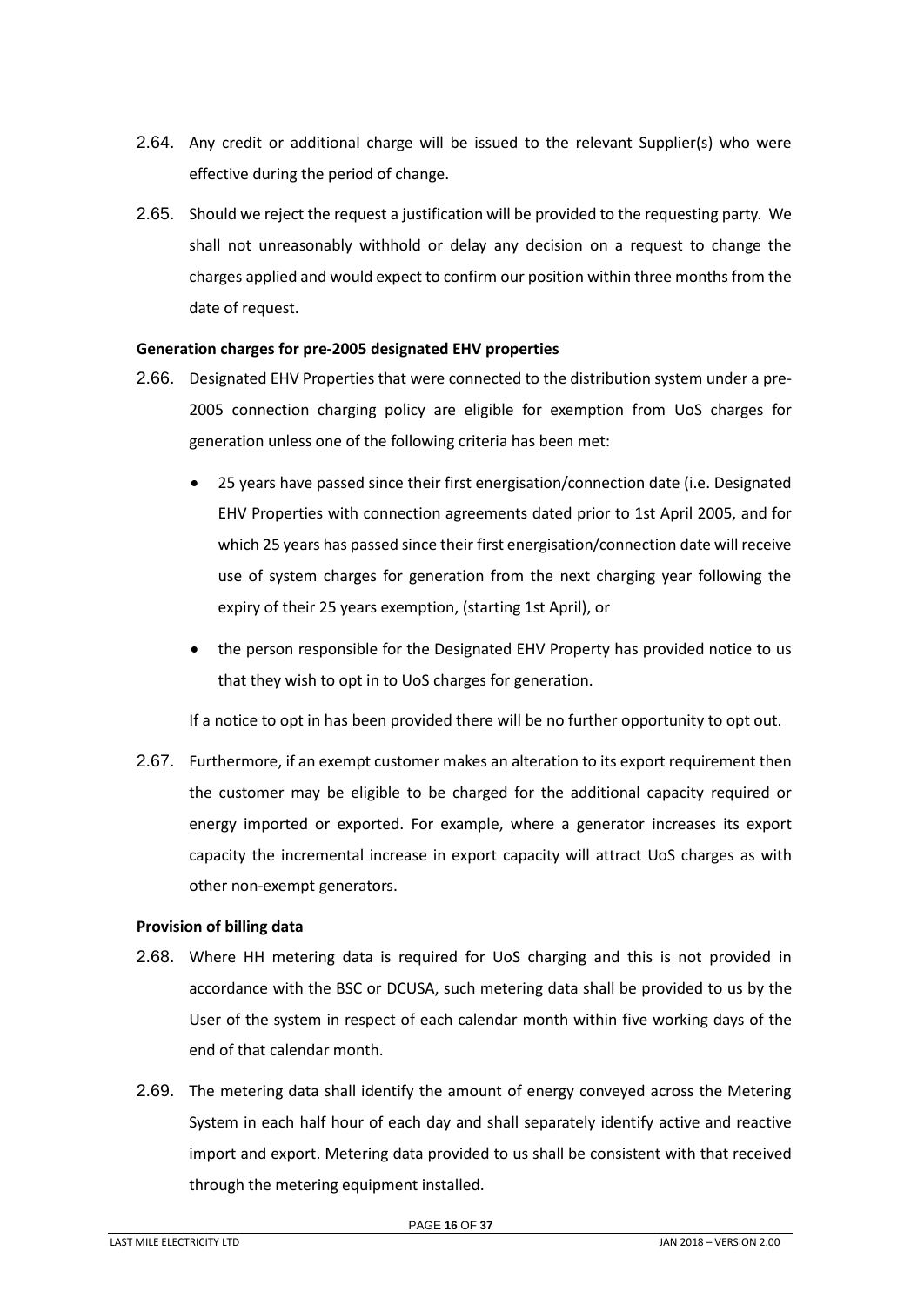2.64. Any credit or additional charge will be issued to the relevant Supplier(s) who were effective during the period of change.

2.65. Should we reject the request a justification will be provided to the requesting party. We shall not unreasonably withhold or delay any decision on a request to change the charges applied and would expect to confirm our position within three months from the date of request.

**Generation charges for pre-2005 designated EHV properties**

2.66. Designated EHV Properties that were connected to the distribution system under a pre-2005 connection charging policy are eligible for exemption from UoS charges for generation unless one of the following criteria has been met:

- 25 years have passed since their first energisation/connection date (i.e. Designated EHV Properties with connection agreements dated prior to 1st April 2005, and for which 25 years has passed since their first energisation/connection date will receive use of system charges for generation from the next charging year following the expiry of their 25 years exemption, (starting 1st April), or
- the person responsible for the Designated EHV Property has provided notice to us that they wish to opt in to UoS charges for generation.

If a notice to opt in has been provided there will be no further opportunity to opt out.

2.67. Furthermore, if an exempt customer makes an alteration to its export requirement then the customer may be eligible to be charged for the additional capacity required or energy imported or exported. For example, where a generator increases its export capacity the incremental increase in export capacity will attract UoS charges as with other non-exempt generators.

**Provision of billing data**

2.68. Where HH metering data is required for UoS charging and this is not provided in accordance with the BSC or DCUSA, such metering data shall be provided to us by the User of the system in respect of each calendar month within five working days of the end of that calendar month.

2.69. The metering data shall identify the amount of energy conveyed across the Metering System in each half hour of each day and shall separately identify active and reactive import and export. Metering data provided to us shall be consistent with that received through the metering equipment installed.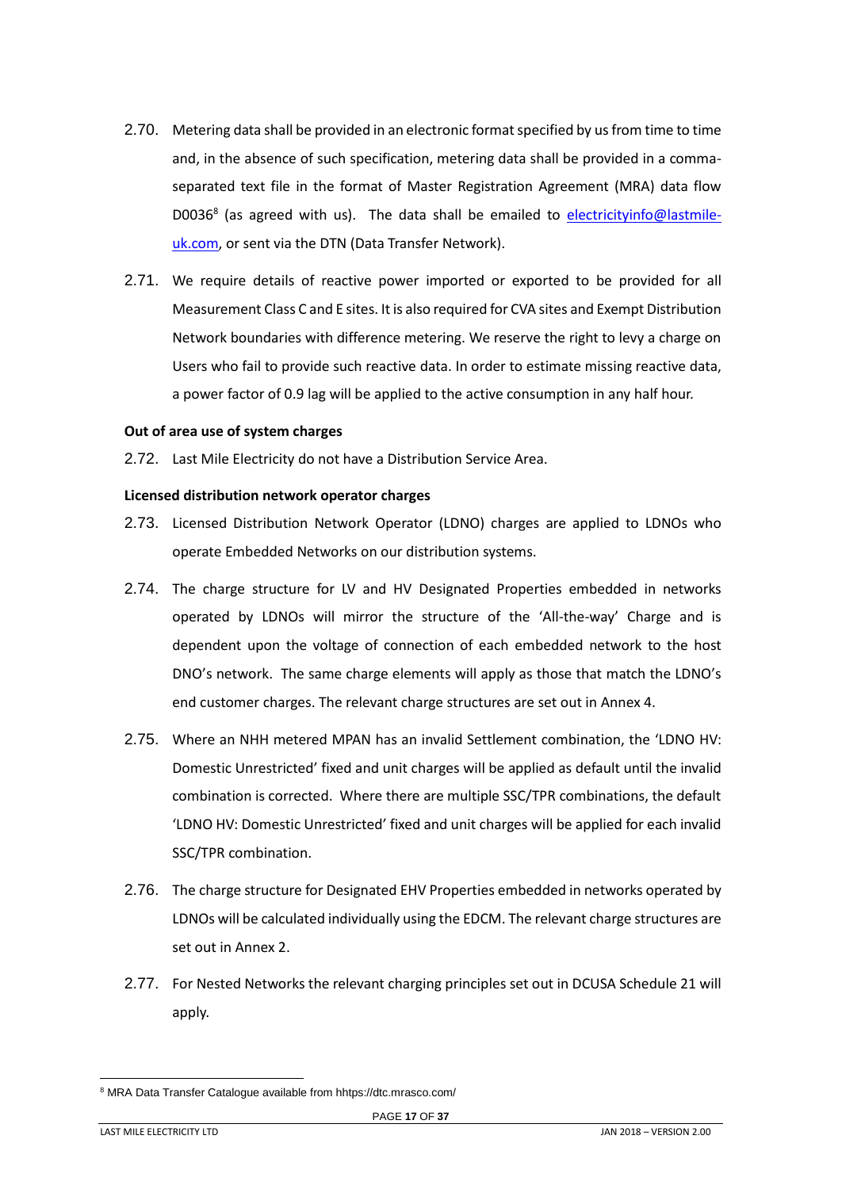2.70. Metering data shall be provided in an electronic format specified by us from time to time and, in the absence of such specification, metering data shall be provided in a comma-separated text file in the format of Master Registration Agreement (MRA) data flow D0036[8] (as agreed with us). The data shall be emailed to [electricityinfo@lastmile-uk.com](mailto:electricityinfo@lastmile-uk.com), or sent via the DTN (Data Transfer Network).

2.71. We require details of reactive power imported or exported to be provided for all Measurement Class C and E sites. It is also required for CVA sites and Exempt Distribution Network boundaries with difference metering. We reserve the right to levy a charge on Users who fail to provide such reactive data. In order to estimate missing reactive data, a power factor of 0.9 lag will be applied to the active consumption in any half hour.

**Out of area use of system charges**

2.72. Last Mile Electricity do not have a Distribution Service Area.

**Licensed distribution network operator charges**

2.73. Licensed Distribution Network Operator (LDNO) charges are applied to LDNOs who operate Embedded Networks on our distribution systems.

2.74. The charge structure for LV and HV Designated Properties embedded in networks operated by LDNOs will mirror the structure of the 'All-the-way' Charge and is dependent upon the voltage of connection of each embedded network to the host DNO's network. The same charge elements will apply as those that match the LDNO's end customer charges. The relevant charge structures are set out in Annex 4.

2.75. Where an NHH metered MPAN has an invalid Settlement combination, the 'LDNO HV: Domestic Unrestricted' fixed and unit charges will be applied as default until the invalid combination is corrected. Where there are multiple SSC/TPR combinations, the default 'LDNO HV: Domestic Unrestricted' fixed and unit charges will be applied for each invalid SSC/TPR combination.

2.76. The charge structure for Designated EHV Properties embedded in networks operated by LDNOs will be calculated individually using the EDCM. The relevant charge structures are set out in Annex 2.

2.77. For Nested Networks the relevant charging principles set out in DCUSA Schedule 21 will apply.

[8] MRA Data Transfer Catalogue available from hhttps://dtc.mrasco.com/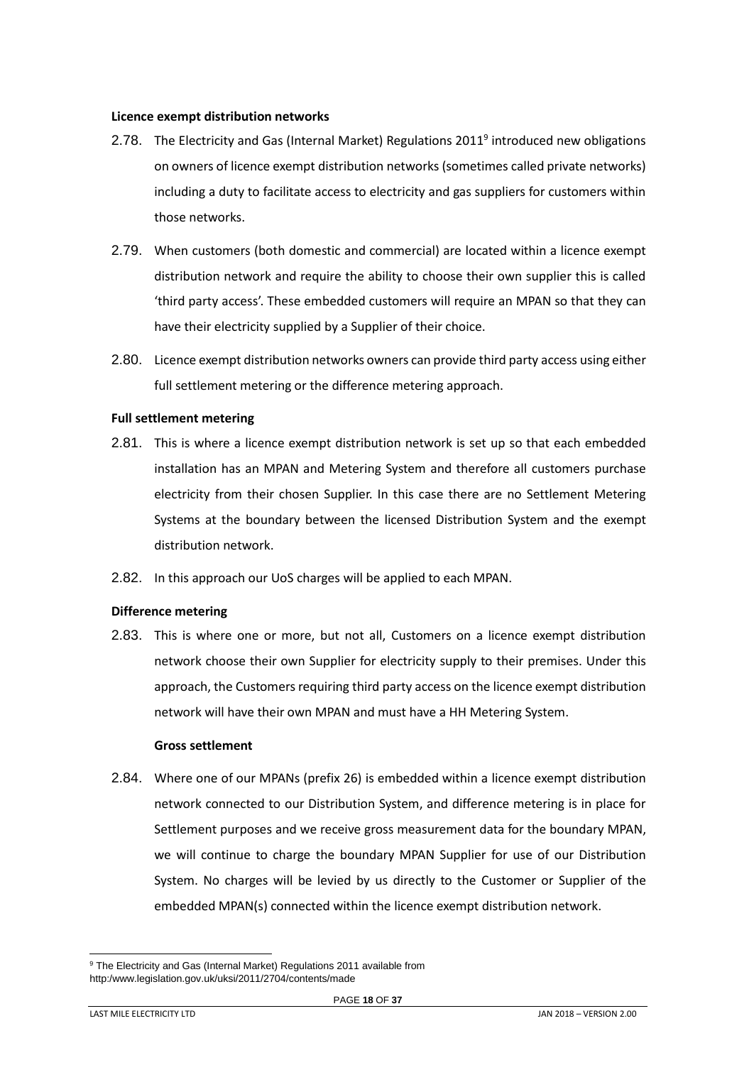**Licence exempt distribution networks**

2.78. The Electricity and Gas (Internal Market) Regulations 2011[9] introduced new obligations on owners of licence exempt distribution networks (sometimes called private networks) including a duty to facilitate access to electricity and gas suppliers for customers within those networks.

2.79. When customers (both domestic and commercial) are located within a licence exempt distribution network and require the ability to choose their own supplier this is called 'third party access'. These embedded customers will require an MPAN so that they can have their electricity supplied by a Supplier of their choice.

2.80. Licence exempt distribution networks owners can provide third party access using either full settlement metering or the difference metering approach.

**Full settlement metering**

2.81. This is where a licence exempt distribution network is set up so that each embedded installation has an MPAN and Metering System and therefore all customers purchase electricity from their chosen Supplier. In this case there are no Settlement Metering Systems at the boundary between the licensed Distribution System and the exempt distribution network.

2.82. In this approach our UoS charges will be applied to each MPAN.

**Difference metering**

2.83. This is where one or more, but not all, Customers on a licence exempt distribution network choose their own Supplier for electricity supply to their premises. Under this approach, the Customers requiring third party access on the licence exempt distribution network will have their own MPAN and must have a HH Metering System.

**Gross settlement**

2.84. Where one of our MPANs (prefix 26) is embedded within a licence exempt distribution network connected to our Distribution System, and difference metering is in place for Settlement purposes and we receive gross measurement data for the boundary MPAN, we will continue to charge the boundary MPAN Supplier for use of our Distribution System. No charges will be levied by us directly to the Customer or Supplier of the embedded MPAN(s) connected within the licence exempt distribution network.

[9] The Electricity and Gas (Internal Market) Regulations 2011 available from http:/www.legislation.gov.uk/uksi/2011/2704/contents/made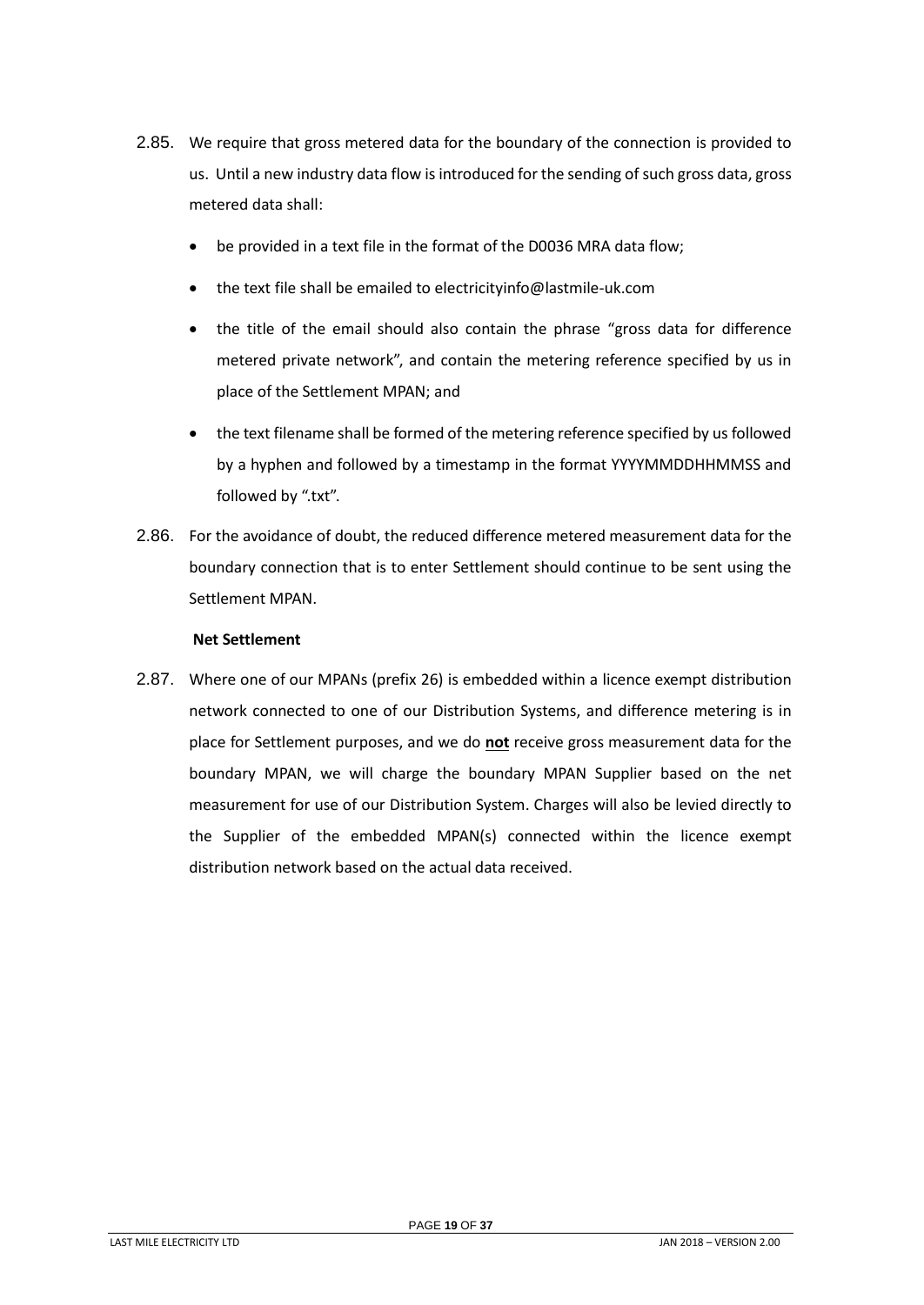2.85. We require that gross metered data for the boundary of the connection is provided to us. Until a new industry data flow is introduced for the sending of such gross data, gross metered data shall:

- be provided in a text file in the format of the D0036 MRA data flow;
- the text file shall be emailed to electricityinfo@lastmile-uk.com
- the title of the email should also contain the phrase "gross data for difference metered private network", and contain the metering reference specified by us in place of the Settlement MPAN; and
- the text filename shall be formed of the metering reference specified by us followed by a hyphen and followed by a timestamp in the format YYYYMMDDHHMMSS and followed by ".txt".

2.86. For the avoidance of doubt, the reduced difference metered measurement data for the boundary connection that is to enter Settlement should continue to be sent using the Settlement MPAN.

**Net Settlement**

2.87. Where one of our MPANs (prefix 26) is embedded within a licence exempt distribution network connected to one of our Distribution Systems, and difference metering is in place for Settlement purposes, and we do **not** receive gross measurement data for the boundary MPAN, we will charge the boundary MPAN Supplier based on the net measurement for use of our Distribution System. Charges will also be levied directly to the Supplier of the embedded MPAN(s) connected within the licence exempt distribution network based on the actual data received.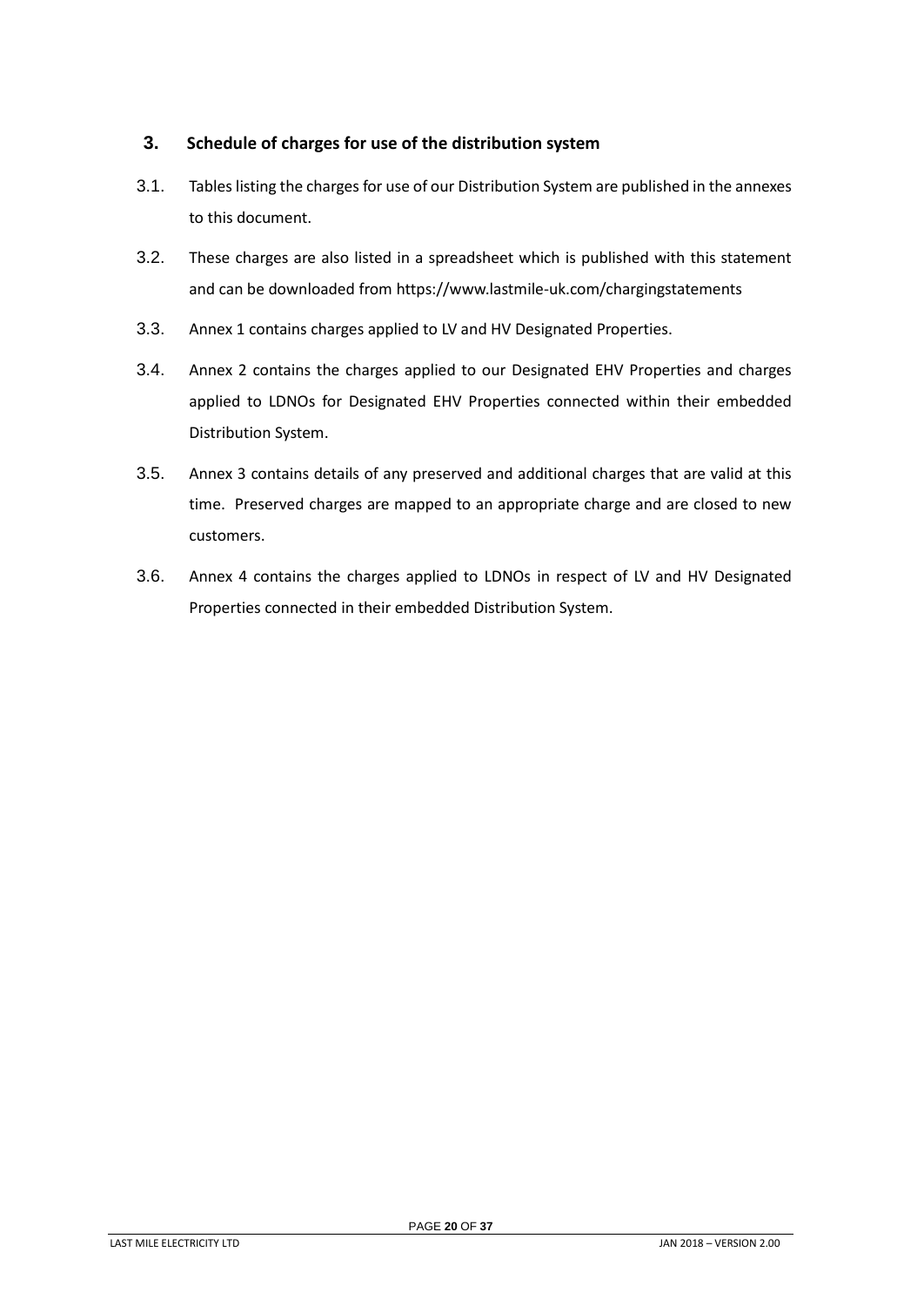## 3. Schedule of charges for use of the distribution system

3.1. Tables listing the charges for use of our Distribution System are published in the annexes to this document.

3.2. These charges are also listed in a spreadsheet which is published with this statement and can be downloaded from https://www.lastmile-uk.com/chargingstatements

3.3. Annex 1 contains charges applied to LV and HV Designated Properties.

3.4. Annex 2 contains the charges applied to our Designated EHV Properties and charges applied to LDNOs for Designated EHV Properties connected within their embedded Distribution System.

3.5. Annex 3 contains details of any preserved and additional charges that are valid at this time. Preserved charges are mapped to an appropriate charge and are closed to new customers.

3.6. Annex 4 contains the charges applied to LDNOs in respect of LV and HV Designated Properties connected in their embedded Distribution System.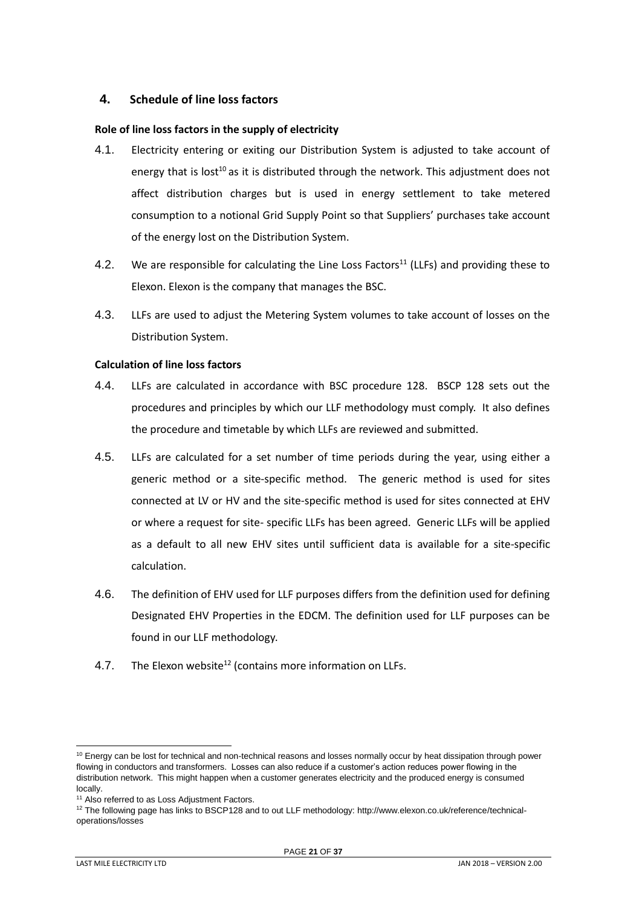## 4. Schedule of line loss factors

### Role of line loss factors in the supply of electricity

4.1. Electricity entering or exiting our Distribution System is adjusted to take account of energy that is lost[10] as it is distributed through the network. This adjustment does not affect distribution charges but is used in energy settlement to take metered consumption to a notional Grid Supply Point so that Suppliers' purchases take account of the energy lost on the Distribution System.

4.2. We are responsible for calculating the Line Loss Factors[11] (LLFs) and providing these to Elexon. Elexon is the company that manages the BSC.

4.3. LLFs are used to adjust the Metering System volumes to take account of losses on the Distribution System.

### Calculation of line loss factors

4.4. LLFs are calculated in accordance with BSC procedure 128. BSCP 128 sets out the procedures and principles by which our LLF methodology must comply. It also defines the procedure and timetable by which LLFs are reviewed and submitted.

4.5. LLFs are calculated for a set number of time periods during the year, using either a generic method or a site-specific method. The generic method is used for sites connected at LV or HV and the site-specific method is used for sites connected at EHV or where a request for site- specific LLFs has been agreed. Generic LLFs will be applied as a default to all new EHV sites until sufficient data is available for a site-specific calculation.

4.6. The definition of EHV used for LLF purposes differs from the definition used for defining Designated EHV Properties in the EDCM. The definition used for LLF purposes can be found in our LLF methodology.

4.7. The Elexon website[12] (contains more information on LLFs.

---

[10] Energy can be lost for technical and non-technical reasons and losses normally occur by heat dissipation through power flowing in conductors and transformers. Losses can also reduce if a customer's action reduces power flowing in the distribution network. This might happen when a customer generates electricity and the produced energy is consumed locally.

[11] Also referred to as Loss Adjustment Factors.

[12] The following page has links to BSCP128 and to out LLF methodology: http://www.elexon.co.uk/reference/technical-operations/losses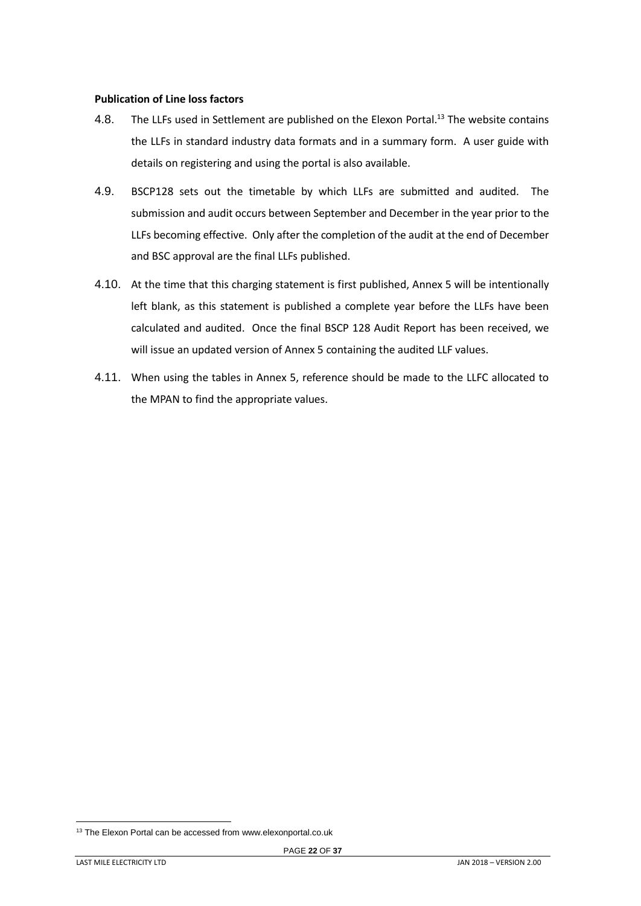**Publication of Line loss factors**

4.8. The LLFs used in Settlement are published on the Elexon Portal.[13] The website contains the LLFs in standard industry data formats and in a summary form. A user guide with details on registering and using the portal is also available.

4.9. BSCP128 sets out the timetable by which LLFs are submitted and audited. The submission and audit occurs between September and December in the year prior to the LLFs becoming effective. Only after the completion of the audit at the end of December and BSC approval are the final LLFs published.

4.10. At the time that this charging statement is first published, Annex 5 will be intentionally left blank, as this statement is published a complete year before the LLFs have been calculated and audited. Once the final BSCP 128 Audit Report has been received, we will issue an updated version of Annex 5 containing the audited LLF values.

4.11. When using the tables in Annex 5, reference should be made to the LLFC allocated to the MPAN to find the appropriate values.

[13] The Elexon Portal can be accessed from www.elexonportal.co.uk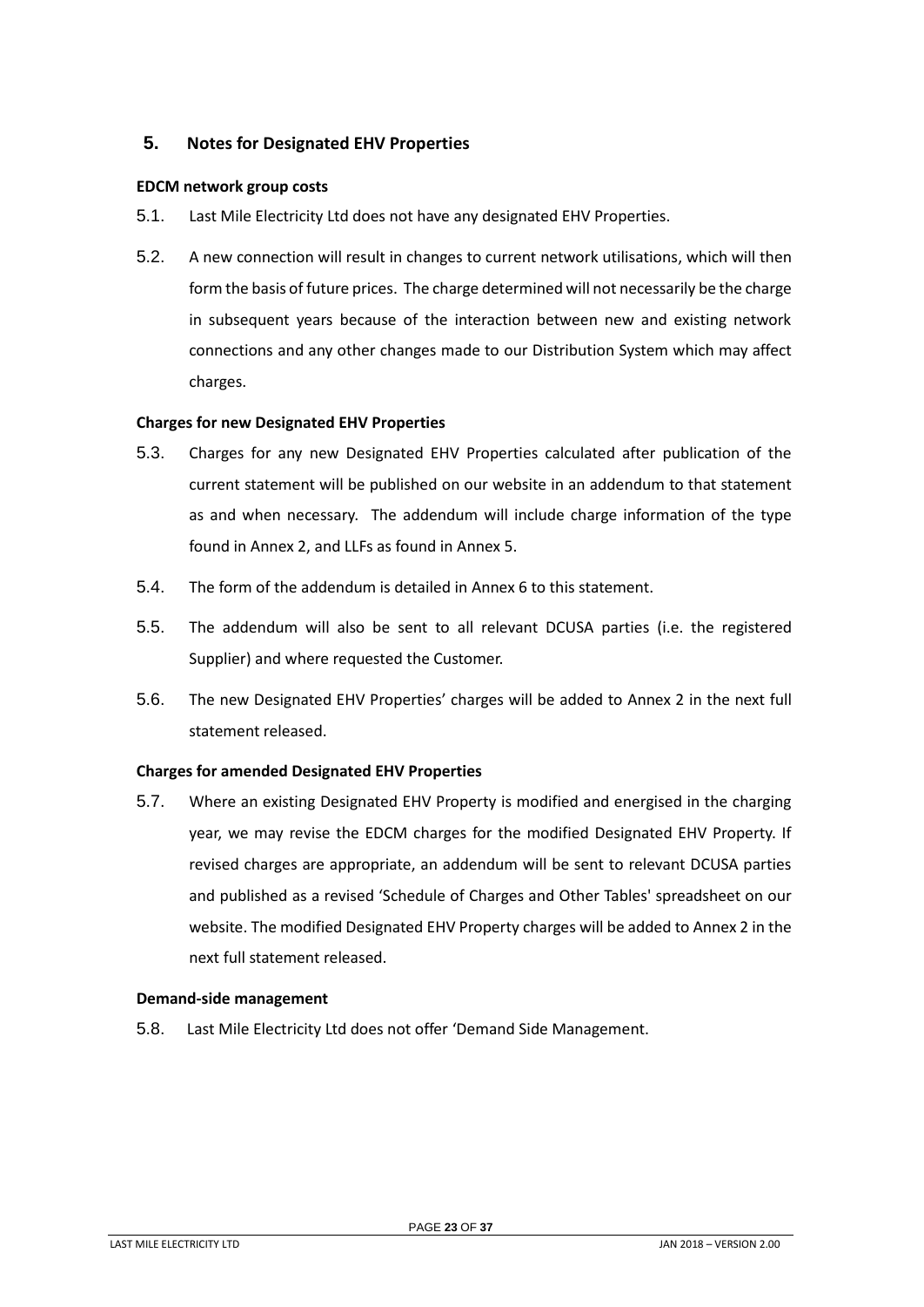## 5. Notes for Designated EHV Properties

**EDCM network group costs**

5.1. Last Mile Electricity Ltd does not have any designated EHV Properties.

5.2. A new connection will result in changes to current network utilisations, which will then form the basis of future prices. The charge determined will not necessarily be the charge in subsequent years because of the interaction between new and existing network connections and any other changes made to our Distribution System which may affect charges.

**Charges for new Designated EHV Properties**

5.3. Charges for any new Designated EHV Properties calculated after publication of the current statement will be published on our website in an addendum to that statement as and when necessary. The addendum will include charge information of the type found in Annex 2, and LLFs as found in Annex 5.

5.4. The form of the addendum is detailed in Annex 6 to this statement.

5.5. The addendum will also be sent to all relevant DCUSA parties (i.e. the registered Supplier) and where requested the Customer.

5.6. The new Designated EHV Properties' charges will be added to Annex 2 in the next full statement released.

**Charges for amended Designated EHV Properties**

5.7. Where an existing Designated EHV Property is modified and energised in the charging year, we may revise the EDCM charges for the modified Designated EHV Property. If revised charges are appropriate, an addendum will be sent to relevant DCUSA parties and published as a revised 'Schedule of Charges and Other Tables' spreadsheet on our website. The modified Designated EHV Property charges will be added to Annex 2 in the next full statement released.

**Demand-side management**

5.8. Last Mile Electricity Ltd does not offer 'Demand Side Management.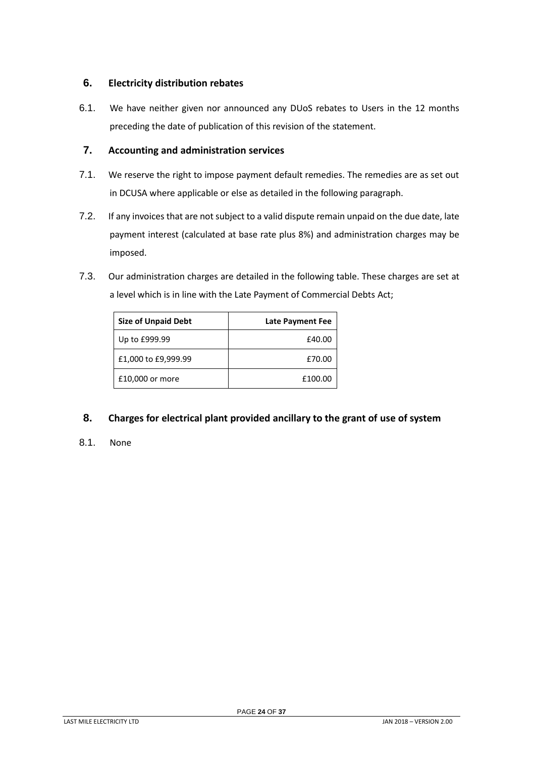## 6. Electricity distribution rebates

6.1. We have neither given nor announced any DUoS rebates to Users in the 12 months preceding the date of publication of this revision of the statement.

## 7. Accounting and administration services

7.1. We reserve the right to impose payment default remedies. The remedies are as set out in DCUSA where applicable or else as detailed in the following paragraph.

7.2. If any invoices that are not subject to a valid dispute remain unpaid on the due date, late payment interest (calculated at base rate plus 8%) and administration charges may be imposed.

7.3. Our administration charges are detailed in the following table. These charges are set at a level which is in line with the Late Payment of Commercial Debts Act;

| Size of Unpaid Debt | Late Payment Fee |
|---|---:|
| Up to £999.99 | £40.00 |
| £1,000 to £9,999.99 | £70.00 |
| £10,000 or more | £100.00 |

## 8. Charges for electrical plant provided ancillary to the grant of use of system

8.1. None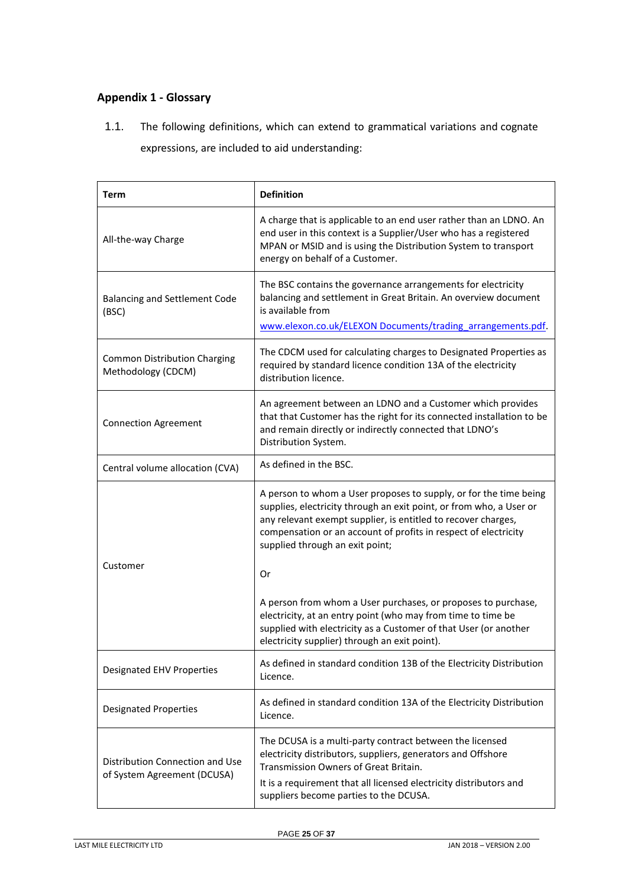## Appendix 1 - Glossary

1.1. The following definitions, which can extend to grammatical variations and cognate expressions, are included to aid understanding:

| Term | Definition |
|---|---|
| All-the-way Charge | A charge that is applicable to an end user rather than an LDNO. An end user in this context is a Supplier/User who has a registered MPAN or MSID and is using the Distribution System to transport energy on behalf of a Customer. |
| Balancing and Settlement Code (BSC) | The BSC contains the governance arrangements for electricity balancing and settlement in Great Britain. An overview document is available from www.elexon.co.uk/ELEXON Documents/trading_arrangements.pdf. |
| Common Distribution Charging Methodology (CDCM) | The CDCM used for calculating charges to Designated Properties as required by standard licence condition 13A of the electricity distribution licence. |
| Connection Agreement | An agreement between an LDNO and a Customer which provides that that Customer has the right for its connected installation to be and remain directly or indirectly connected that LDNO's Distribution System. |
| Central volume allocation (CVA) | As defined in the BSC. |
| Customer | A person to whom a User proposes to supply, or for the time being supplies, electricity through an exit point, or from who, a User or any relevant exempt supplier, is entitled to recover charges, compensation or an account of profits in respect of electricity supplied through an exit point;<br><br>Or<br><br>A person from whom a User purchases, or proposes to purchase, electricity, at an entry point (who may from time to time be supplied with electricity as a Customer of that User (or another electricity supplier) through an exit point). |
| Designated EHV Properties | As defined in standard condition 13B of the Electricity Distribution Licence. |
| Designated Properties | As defined in standard condition 13A of the Electricity Distribution Licence. |
| Distribution Connection and Use of System Agreement (DCUSA) | The DCUSA is a multi-party contract between the licensed electricity distributors, suppliers, generators and Offshore Transmission Owners of Great Britain.<br>It is a requirement that all licensed electricity distributors and suppliers become parties to the DCUSA. |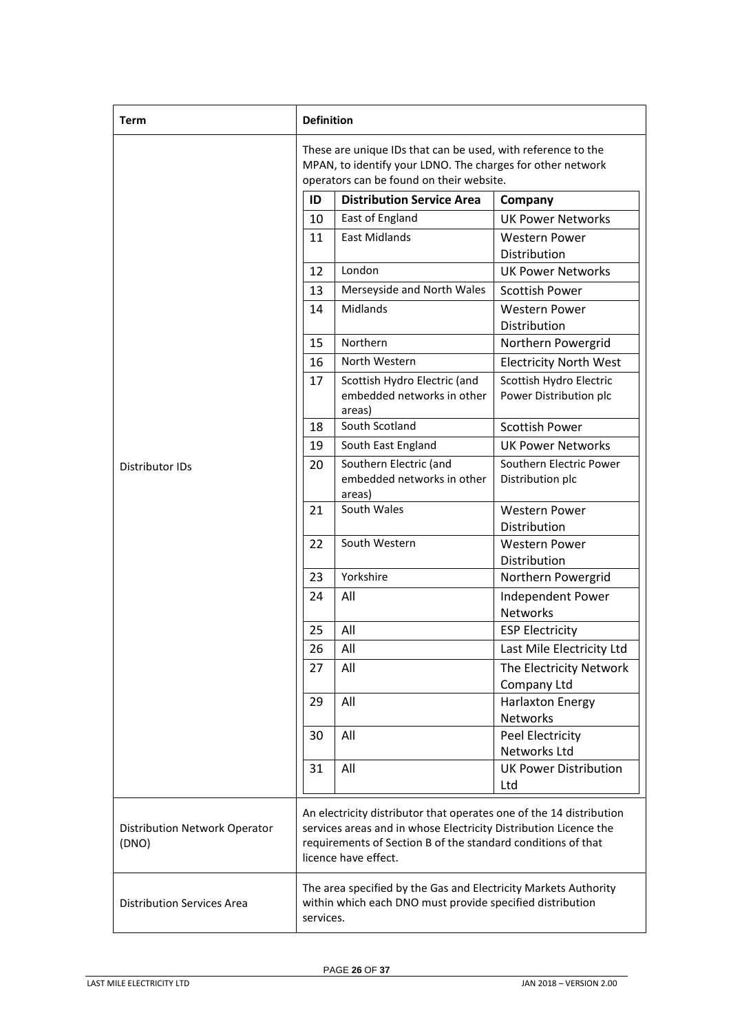| Term | Definition |
|---|---|
| Distributor IDs | These are unique IDs that can be used, with reference to the MPAN, to identify your LDNO. The charges for other network operators can be found on their website. |
| Distribution Network Operator (DNO) | An electricity distributor that operates one of the 14 distribution services areas and in whose Electricity Distribution Licence the requirements of Section B of the standard conditions of that licence have effect. |
| Distribution Services Area | The area specified by the Gas and Electricity Markets Authority within which each DNO must provide specified distribution services. |

| ID | Distribution Service Area | Company |
|---|---|---|
| 10 | East of England | UK Power Networks |
| 11 | East Midlands | Western Power Distribution |
| 12 | London | UK Power Networks |
| 13 | Merseyside and North Wales | Scottish Power |
| 14 | Midlands | Western Power Distribution |
| 15 | Northern | Northern Powergrid |
| 16 | North Western | Electricity North West |
| 17 | Scottish Hydro Electric (and embedded networks in other areas) | Scottish Hydro Electric Power Distribution plc |
| 18 | South Scotland | Scottish Power |
| 19 | South East England | UK Power Networks |
| 20 | Southern Electric (and embedded networks in other areas) | Southern Electric Power Distribution plc |
| 21 | South Wales | Western Power Distribution |
| 22 | South Western | Western Power Distribution |
| 23 | Yorkshire | Northern Powergrid |
| 24 | All | Independent Power Networks |
| 25 | All | ESP Electricity |
| 26 | All | Last Mile Electricity Ltd |
| 27 | All | The Electricity Network Company Ltd |
| 29 | All | Harlaxton Energy Networks |
| 30 | All | Peel Electricity Networks Ltd |
| 31 | All | UK Power Distribution Ltd |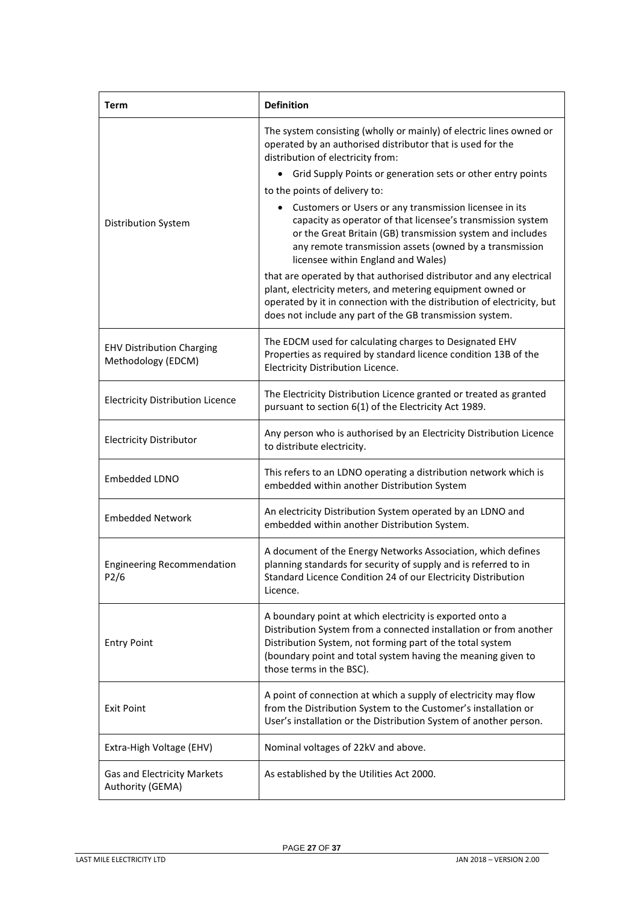| Term | Definition |
| --- | --- |
| Distribution System | The system consisting (wholly or mainly) of electric lines owned or operated by an authorised distributor that is used for the distribution of electricity from:<br>• Grid Supply Points or generation sets or other entry points<br>to the points of delivery to:<br>• Customers or Users or any transmission licensee in its capacity as operator of that licensee's transmission system or the Great Britain (GB) transmission system and includes any remote transmission assets (owned by a transmission licensee within England and Wales)<br>that are operated by that authorised distributor and any electrical plant, electricity meters, and metering equipment owned or operated by it in connection with the distribution of electricity, but does not include any part of the GB transmission system. |
| EHV Distribution Charging Methodology (EDCM) | The EDCM used for calculating charges to Designated EHV Properties as required by standard licence condition 13B of the Electricity Distribution Licence. |
| Electricity Distribution Licence | The Electricity Distribution Licence granted or treated as granted pursuant to section 6(1) of the Electricity Act 1989. |
| Electricity Distributor | Any person who is authorised by an Electricity Distribution Licence to distribute electricity. |
| Embedded LDNO | This refers to an LDNO operating a distribution network which is embedded within another Distribution System |
| Embedded Network | An electricity Distribution System operated by an LDNO and embedded within another Distribution System. |
| Engineering Recommendation P2/6 | A document of the Energy Networks Association, which defines planning standards for security of supply and is referred to in Standard Licence Condition 24 of our Electricity Distribution Licence. |
| Entry Point | A boundary point at which electricity is exported onto a Distribution System from a connected installation or from another Distribution System, not forming part of the total system (boundary point and total system having the meaning given to those terms in the BSC). |
| Exit Point | A point of connection at which a supply of electricity may flow from the Distribution System to the Customer's installation or User's installation or the Distribution System of another person. |
| Extra-High Voltage (EHV) | Nominal voltages of 22kV and above. |
| Gas and Electricity Markets Authority (GEMA) | As established by the Utilities Act 2000. |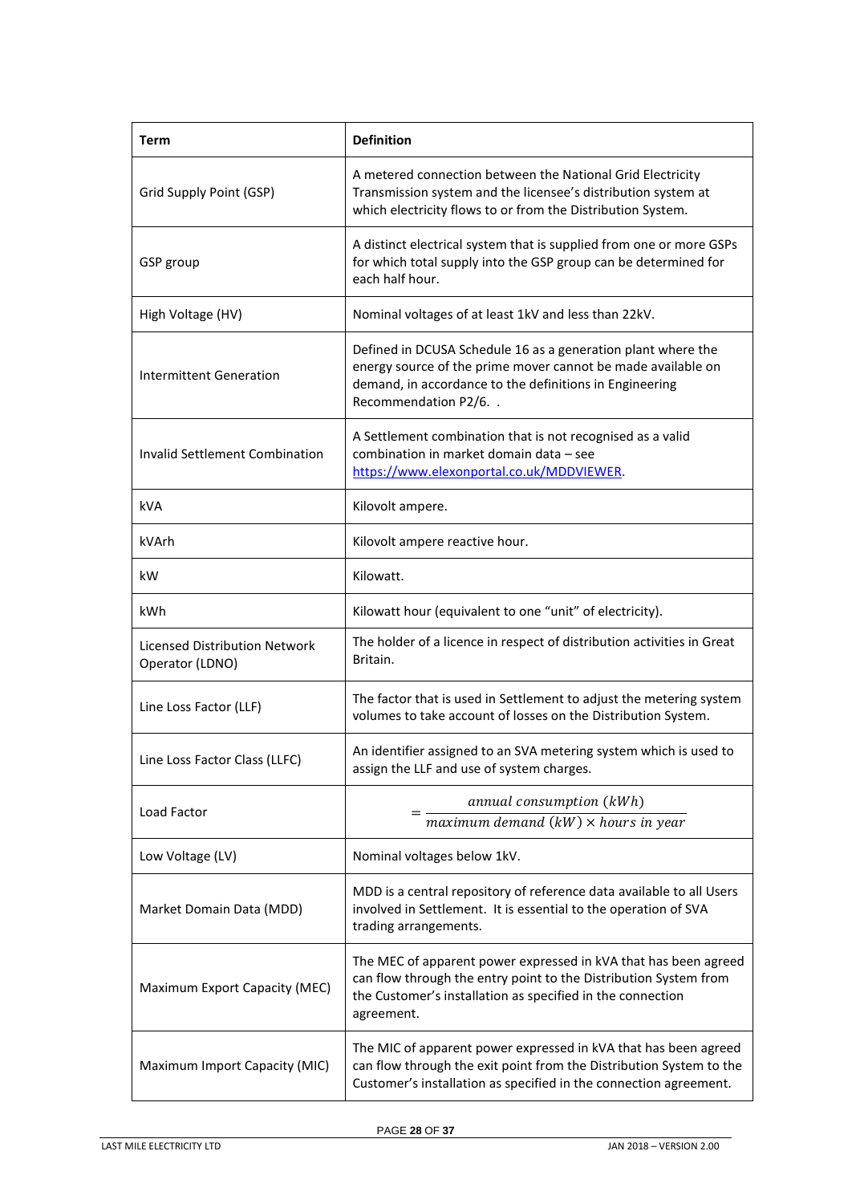| Term | Definition |
|---|---|
| Grid Supply Point (GSP) | A metered connection between the National Grid Electricity Transmission system and the licensee's distribution system at which electricity flows to or from the Distribution System. |
| GSP group | A distinct electrical system that is supplied from one or more GSPs for which total supply into the GSP group can be determined for each half hour. |
| High Voltage (HV) | Nominal voltages of at least 1kV and less than 22kV. |
| Intermittent Generation | Defined in DCUSA Schedule 16 as a generation plant where the energy source of the prime mover cannot be made available on demand, in accordance to the definitions in Engineering Recommendation P2/6. . |
| Invalid Settlement Combination | A Settlement combination that is not recognised as a valid combination in market domain data – see https://www.elexonportal.co.uk/MDDVIEWER. |
| kVA | Kilovolt ampere. |
| kVArh | Kilovolt ampere reactive hour. |
| kW | Kilowatt. |
| kWh | Kilowatt hour (equivalent to one "unit" of electricity). |
| Licensed Distribution Network Operator (LDNO) | The holder of a licence in respect of distribution activities in Great Britain. |
| Line Loss Factor (LLF) | The factor that is used in Settlement to adjust the metering system volumes to take account of losses on the Distribution System. |
| Line Loss Factor Class (LLFC) | An identifier assigned to an SVA metering system which is used to assign the LLF and use of system charges. |
| Load Factor | $= \frac{annual\ consumption\ (kWh)}{maximum\ demand\ (kW) \times hours\ in\ year}$ |
| Low Voltage (LV) | Nominal voltages below 1kV. |
| Market Domain Data (MDD) | MDD is a central repository of reference data available to all Users involved in Settlement. It is essential to the operation of SVA trading arrangements. |
| Maximum Export Capacity (MEC) | The MEC of apparent power expressed in kVA that has been agreed can flow through the entry point to the Distribution System from the Customer's installation as specified in the connection agreement. |
| Maximum Import Capacity (MIC) | The MIC of apparent power expressed in kVA that has been agreed can flow through the exit point from the Distribution System to the Customer's installation as specified in the connection agreement. |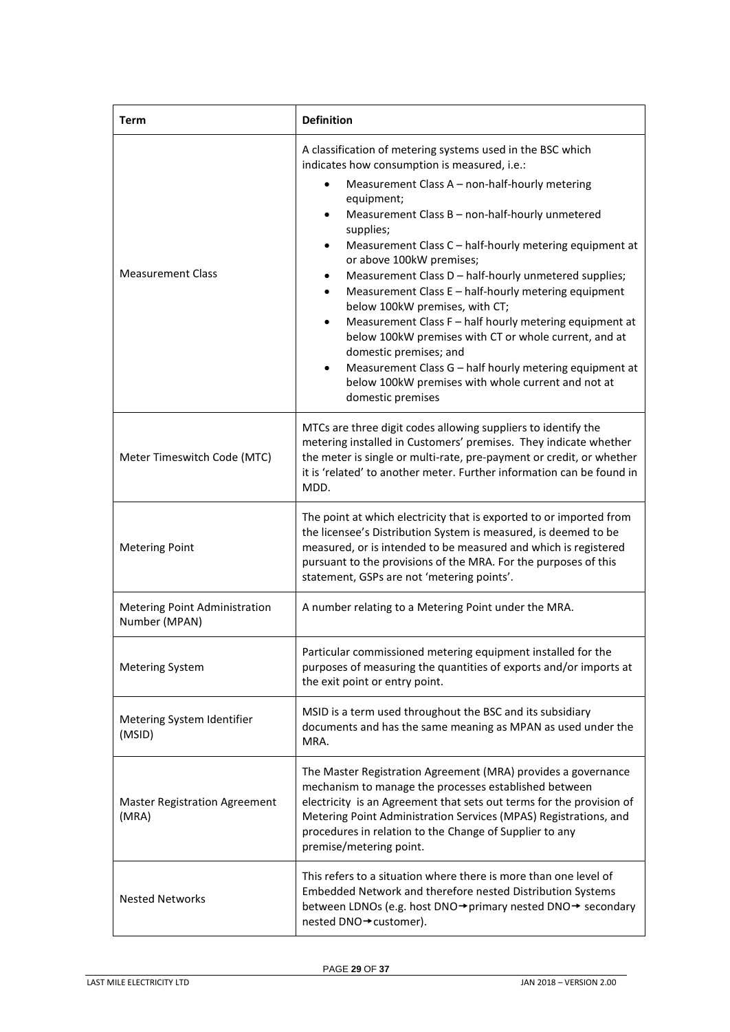| Term | Definition |
|---|---|
| Measurement Class | A classification of metering systems used in the BSC which indicates how consumption is measured, i.e.:<br>• Measurement Class A – non-half-hourly metering equipment;<br>• Measurement Class B – non-half-hourly unmetered supplies;<br>• Measurement Class C – half-hourly metering equipment at or above 100kW premises;<br>• Measurement Class D – half-hourly unmetered supplies;<br>• Measurement Class E – half-hourly metering equipment below 100kW premises, with CT;<br>• Measurement Class F – half hourly metering equipment at below 100kW premises with CT or whole current, and at domestic premises; and<br>• Measurement Class G – half hourly metering equipment at below 100kW premises with whole current and not at domestic premises |
| Meter Timeswitch Code (MTC) | MTCs are three digit codes allowing suppliers to identify the metering installed in Customers' premises. They indicate whether the meter is single or multi-rate, pre-payment or credit, or whether it is 'related' to another meter. Further information can be found in MDD. |
| Metering Point | The point at which electricity that is exported to or imported from the licensee's Distribution System is measured, is deemed to be measured, or is intended to be measured and which is registered pursuant to the provisions of the MRA. For the purposes of this statement, GSPs are not 'metering points'. |
| Metering Point Administration Number (MPAN) | A number relating to a Metering Point under the MRA. |
| Metering System | Particular commissioned metering equipment installed for the purposes of measuring the quantities of exports and/or imports at the exit point or entry point. |
| Metering System Identifier (MSID) | MSID is a term used throughout the BSC and its subsidiary documents and has the same meaning as MPAN as used under the MRA. |
| Master Registration Agreement (MRA) | The Master Registration Agreement (MRA) provides a governance mechanism to manage the processes established between electricity is an Agreement that sets out terms for the provision of Metering Point Administration Services (MPAS) Registrations, and procedures in relation to the Change of Supplier to any premise/metering point. |
| Nested Networks | This refers to a situation where there is more than one level of Embedded Network and therefore nested Distribution Systems between LDNOs (e.g. host DNO→primary nested DNO→ secondary nested DNO→customer). |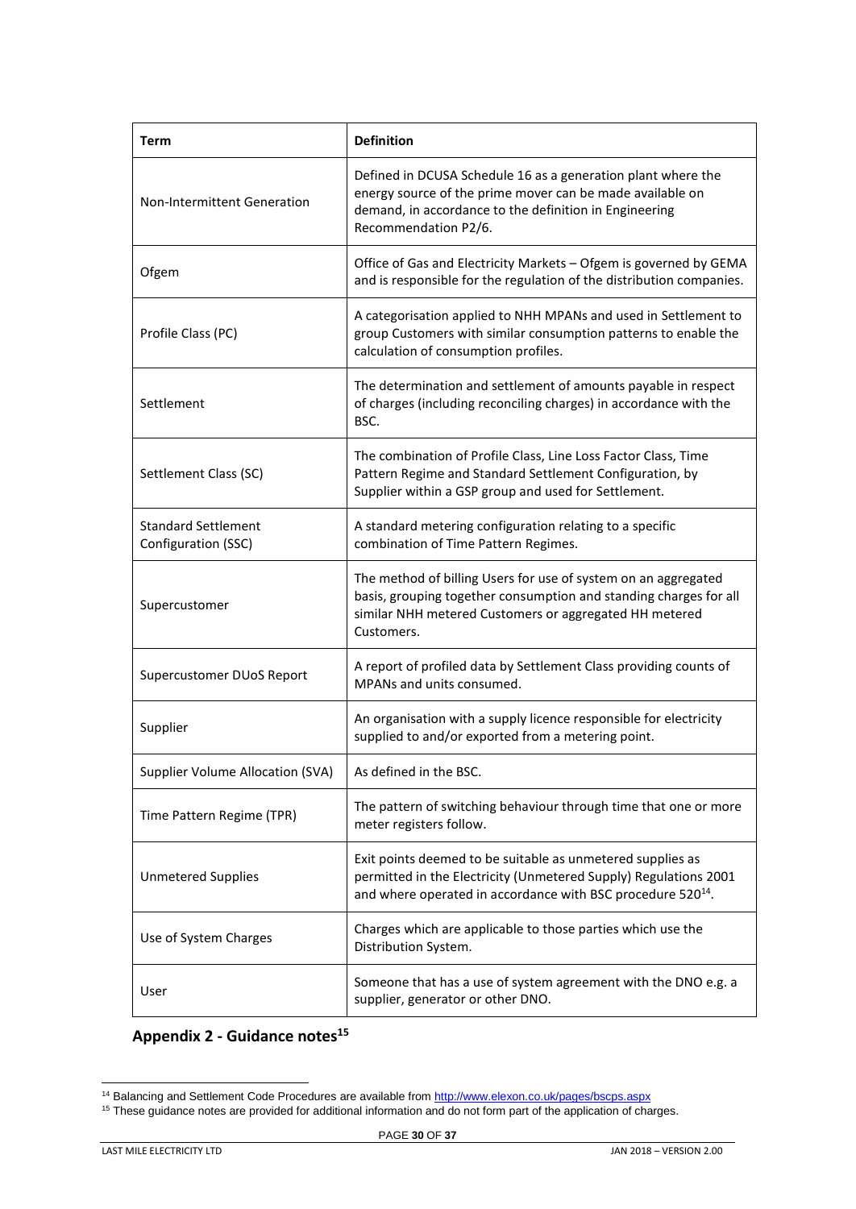| Term | Definition |
| --- | --- |
| Non-Intermittent Generation | Defined in DCUSA Schedule 16 as a generation plant where the energy source of the prime mover can be made available on demand, in accordance to the definition in Engineering Recommendation P2/6. |
| Ofgem | Office of Gas and Electricity Markets – Ofgem is governed by GEMA and is responsible for the regulation of the distribution companies. |
| Profile Class (PC) | A categorisation applied to NHH MPANs and used in Settlement to group Customers with similar consumption patterns to enable the calculation of consumption profiles. |
| Settlement | The determination and settlement of amounts payable in respect of charges (including reconciling charges) in accordance with the BSC. |
| Settlement Class (SC) | The combination of Profile Class, Line Loss Factor Class, Time Pattern Regime and Standard Settlement Configuration, by Supplier within a GSP group and used for Settlement. |
| Standard Settlement Configuration (SSC) | A standard metering configuration relating to a specific combination of Time Pattern Regimes. |
| Supercustomer | The method of billing Users for use of system on an aggregated basis, grouping together consumption and standing charges for all similar NHH metered Customers or aggregated HH metered Customers. |
| Supercustomer DUoS Report | A report of profiled data by Settlement Class providing counts of MPANs and units consumed. |
| Supplier | An organisation with a supply licence responsible for electricity supplied to and/or exported from a metering point. |
| Supplier Volume Allocation (SVA) | As defined in the BSC. |
| Time Pattern Regime (TPR) | The pattern of switching behaviour through time that one or more meter registers follow. |
| Unmetered Supplies | Exit points deemed to be suitable as unmetered supplies as permitted in the Electricity (Unmetered Supply) Regulations 2001 and where operated in accordance with BSC procedure 520[14]. |
| Use of System Charges | Charges which are applicable to those parties which use the Distribution System. |
| User | Someone that has a use of system agreement with the DNO e.g. a supplier, generator or other DNO. |

## Appendix 2 - Guidance notes[15]

[14] Balancing and Settlement Code Procedures are available from http://www.elexon.co.uk/pages/bscps.aspx

[15] These guidance notes are provided for additional information and do not form part of the application of charges.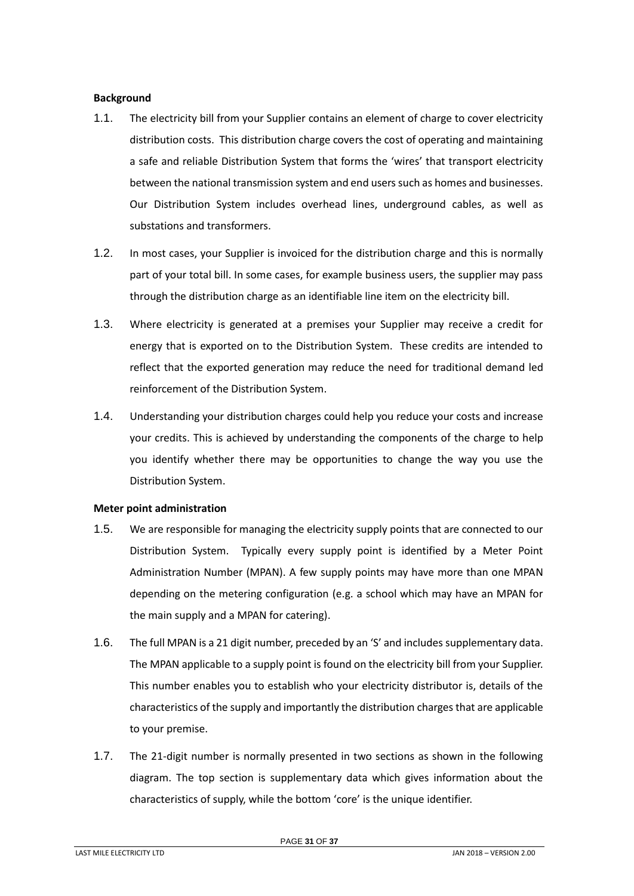**Background**

1.1. The electricity bill from your Supplier contains an element of charge to cover electricity distribution costs. This distribution charge covers the cost of operating and maintaining a safe and reliable Distribution System that forms the 'wires' that transport electricity between the national transmission system and end users such as homes and businesses. Our Distribution System includes overhead lines, underground cables, as well as substations and transformers.

1.2. In most cases, your Supplier is invoiced for the distribution charge and this is normally part of your total bill. In some cases, for example business users, the supplier may pass through the distribution charge as an identifiable line item on the electricity bill.

1.3. Where electricity is generated at a premises your Supplier may receive a credit for energy that is exported on to the Distribution System. These credits are intended to reflect that the exported generation may reduce the need for traditional demand led reinforcement of the Distribution System.

1.4. Understanding your distribution charges could help you reduce your costs and increase your credits. This is achieved by understanding the components of the charge to help you identify whether there may be opportunities to change the way you use the Distribution System.

**Meter point administration**

1.5. We are responsible for managing the electricity supply points that are connected to our Distribution System. Typically every supply point is identified by a Meter Point Administration Number (MPAN). A few supply points may have more than one MPAN depending on the metering configuration (e.g. a school which may have an MPAN for the main supply and a MPAN for catering).

1.6. The full MPAN is a 21 digit number, preceded by an 'S' and includes supplementary data. The MPAN applicable to a supply point is found on the electricity bill from your Supplier. This number enables you to establish who your electricity distributor is, details of the characteristics of the supply and importantly the distribution charges that are applicable to your premise.

1.7. The 21-digit number is normally presented in two sections as shown in the following diagram. The top section is supplementary data which gives information about the characteristics of supply, while the bottom 'core' is the unique identifier.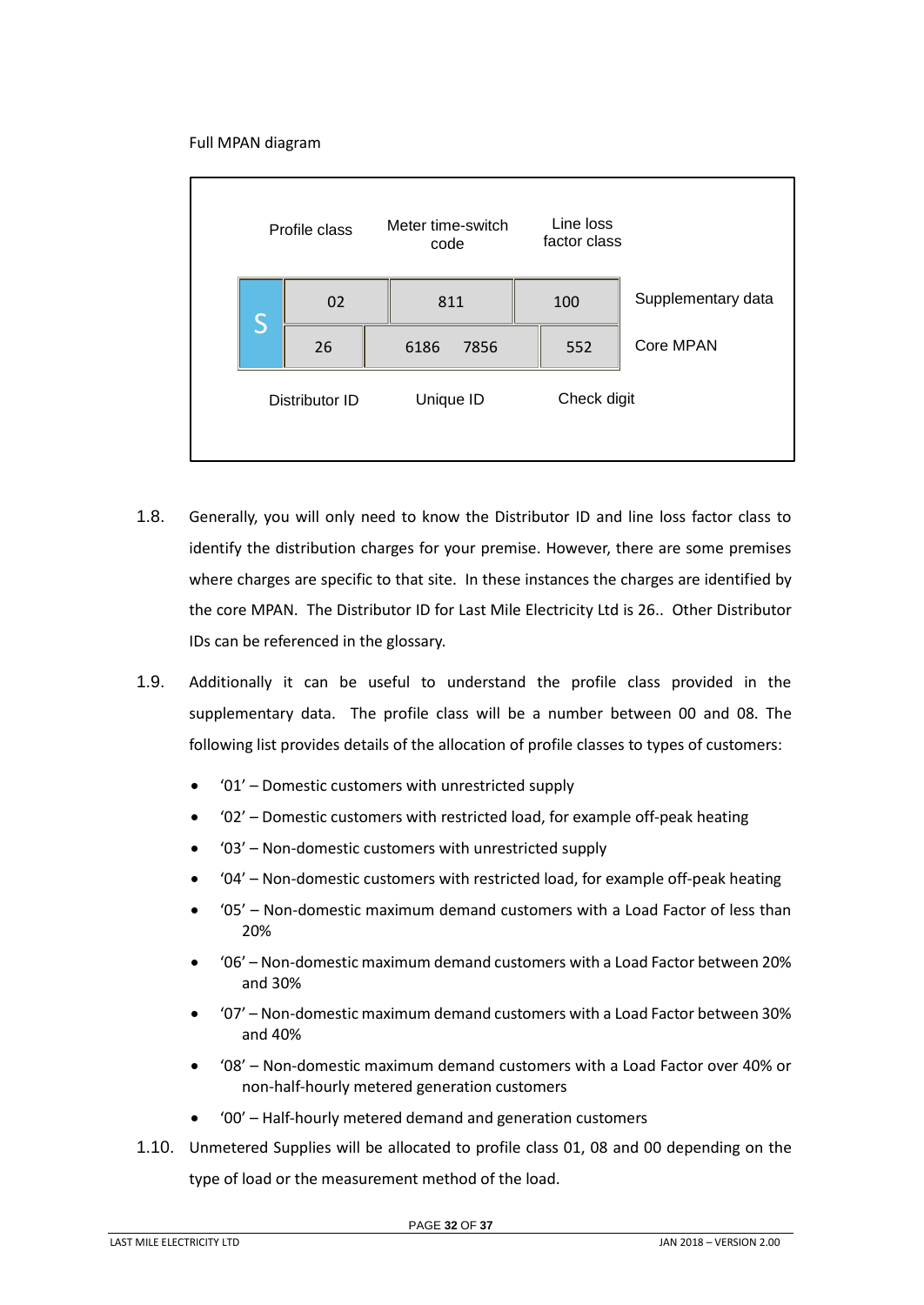Full MPAN diagram

| | Profile class | Meter time-switch code | Line loss factor class | |
|---|---|---|---|---|
| S | 02 | 811 | 100 | Supplementary data |
| | 26 | 6186 7856 | 552 | Core MPAN |
| | Distributor ID | Unique ID | Check digit | |

1.8. Generally, you will only need to know the Distributor ID and line loss factor class to identify the distribution charges for your premise. However, there are some premises where charges are specific to that site. In these instances the charges are identified by the core MPAN. The Distributor ID for Last Mile Electricity Ltd is 26.. Other Distributor IDs can be referenced in the glossary.

1.9. Additionally it can be useful to understand the profile class provided in the supplementary data. The profile class will be a number between 00 and 08. The following list provides details of the allocation of profile classes to types of customers:

- '01' – Domestic customers with unrestricted supply
- '02' – Domestic customers with restricted load, for example off-peak heating
- '03' – Non-domestic customers with unrestricted supply
- '04' – Non-domestic customers with restricted load, for example off-peak heating
- '05' – Non-domestic maximum demand customers with a Load Factor of less than 20%
- '06' – Non-domestic maximum demand customers with a Load Factor between 20% and 30%
- '07' – Non-domestic maximum demand customers with a Load Factor between 30% and 40%
- '08' – Non-domestic maximum demand customers with a Load Factor over 40% or non-half-hourly metered generation customers
- '00' – Half-hourly metered demand and generation customers

1.10. Unmetered Supplies will be allocated to profile class 01, 08 and 00 depending on the type of load or the measurement method of the load.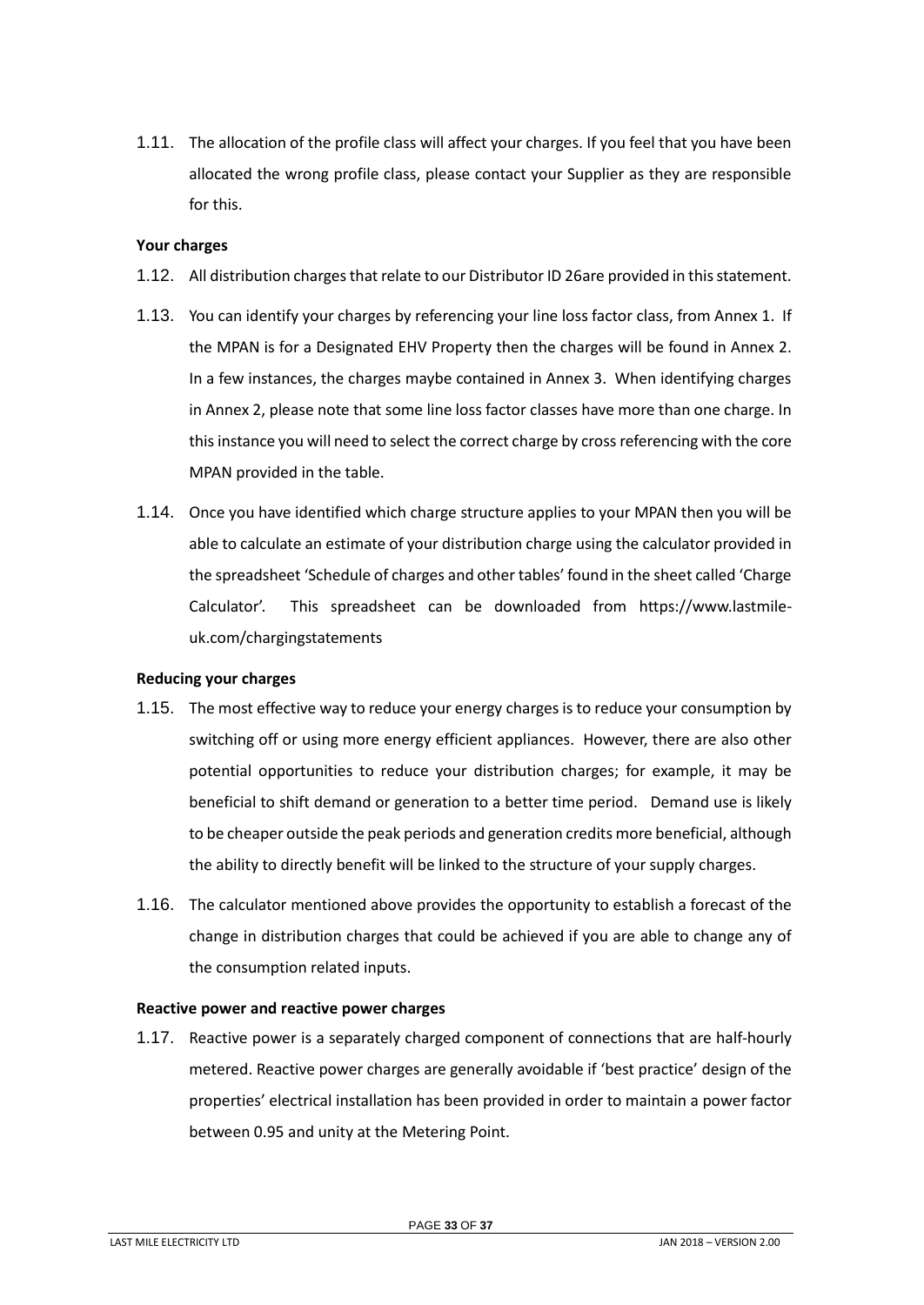1.11. The allocation of the profile class will affect your charges. If you feel that you have been allocated the wrong profile class, please contact your Supplier as they are responsible for this.

**Your charges**

1.12. All distribution charges that relate to our Distributor ID 26are provided in this statement.

1.13. You can identify your charges by referencing your line loss factor class, from Annex 1. If the MPAN is for a Designated EHV Property then the charges will be found in Annex 2. In a few instances, the charges maybe contained in Annex 3. When identifying charges in Annex 2, please note that some line loss factor classes have more than one charge. In this instance you will need to select the correct charge by cross referencing with the core MPAN provided in the table.

1.14. Once you have identified which charge structure applies to your MPAN then you will be able to calculate an estimate of your distribution charge using the calculator provided in the spreadsheet 'Schedule of charges and other tables' found in the sheet called 'Charge Calculator'. This spreadsheet can be downloaded from https://www.lastmile-uk.com/chargingstatements

**Reducing your charges**

1.15. The most effective way to reduce your energy charges is to reduce your consumption by switching off or using more energy efficient appliances. However, there are also other potential opportunities to reduce your distribution charges; for example, it may be beneficial to shift demand or generation to a better time period. Demand use is likely to be cheaper outside the peak periods and generation credits more beneficial, although the ability to directly benefit will be linked to the structure of your supply charges.

1.16. The calculator mentioned above provides the opportunity to establish a forecast of the change in distribution charges that could be achieved if you are able to change any of the consumption related inputs.

**Reactive power and reactive power charges**

1.17. Reactive power is a separately charged component of connections that are half-hourly metered. Reactive power charges are generally avoidable if 'best practice' design of the properties' electrical installation has been provided in order to maintain a power factor between 0.95 and unity at the Metering Point.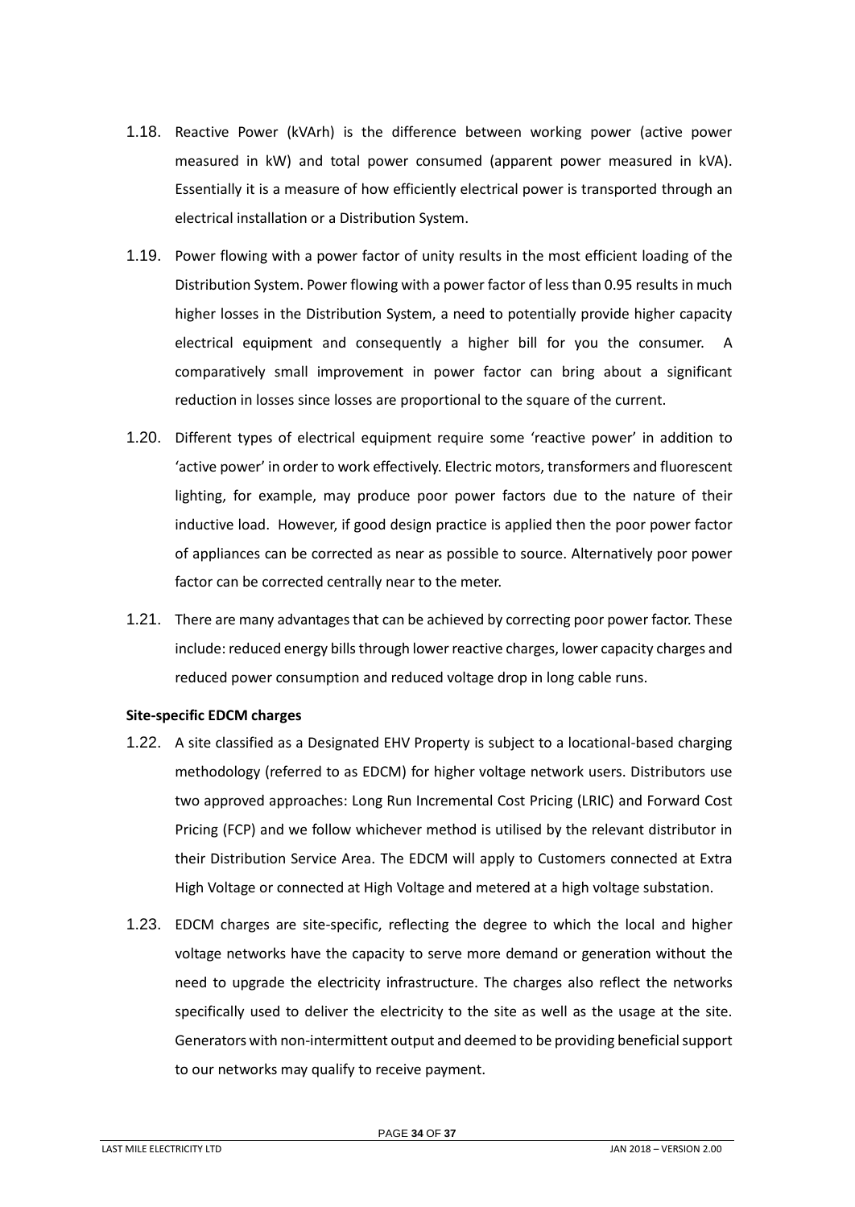1.18. Reactive Power (kVArh) is the difference between working power (active power measured in kW) and total power consumed (apparent power measured in kVA). Essentially it is a measure of how efficiently electrical power is transported through an electrical installation or a Distribution System.

1.19. Power flowing with a power factor of unity results in the most efficient loading of the Distribution System. Power flowing with a power factor of less than 0.95 results in much higher losses in the Distribution System, a need to potentially provide higher capacity electrical equipment and consequently a higher bill for you the consumer. A comparatively small improvement in power factor can bring about a significant reduction in losses since losses are proportional to the square of the current.

1.20. Different types of electrical equipment require some 'reactive power' in addition to 'active power' in order to work effectively. Electric motors, transformers and fluorescent lighting, for example, may produce poor power factors due to the nature of their inductive load. However, if good design practice is applied then the poor power factor of appliances can be corrected as near as possible to source. Alternatively poor power factor can be corrected centrally near to the meter.

1.21. There are many advantages that can be achieved by correcting poor power factor. These include: reduced energy bills through lower reactive charges, lower capacity charges and reduced power consumption and reduced voltage drop in long cable runs.

**Site-specific EDCM charges**

1.22. A site classified as a Designated EHV Property is subject to a locational-based charging methodology (referred to as EDCM) for higher voltage network users. Distributors use two approved approaches: Long Run Incremental Cost Pricing (LRIC) and Forward Cost Pricing (FCP) and we follow whichever method is utilised by the relevant distributor in their Distribution Service Area. The EDCM will apply to Customers connected at Extra High Voltage or connected at High Voltage and metered at a high voltage substation.

1.23. EDCM charges are site-specific, reflecting the degree to which the local and higher voltage networks have the capacity to serve more demand or generation without the need to upgrade the electricity infrastructure. The charges also reflect the networks specifically used to deliver the electricity to the site as well as the usage at the site. Generators with non-intermittent output and deemed to be providing beneficial support to our networks may qualify to receive payment.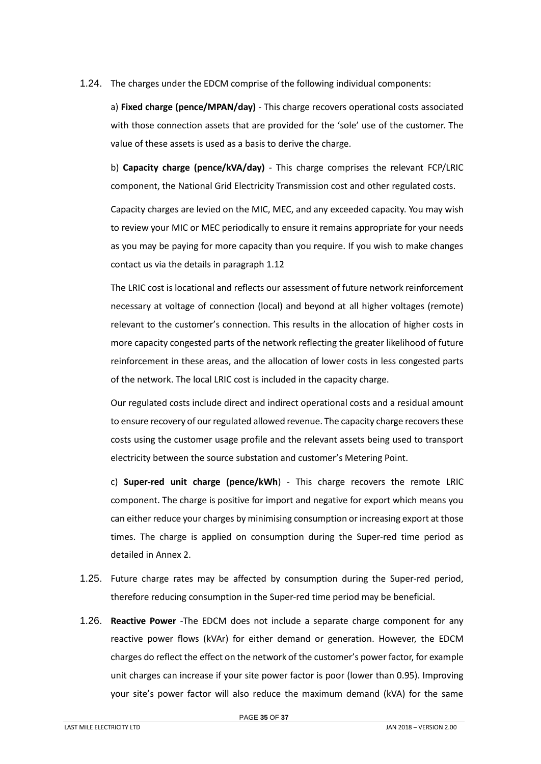1.24. The charges under the EDCM comprise of the following individual components:

a) **Fixed charge (pence/MPAN/day)** - This charge recovers operational costs associated with those connection assets that are provided for the 'sole' use of the customer. The value of these assets is used as a basis to derive the charge.

b) **Capacity charge (pence/kVA/day)** - This charge comprises the relevant FCP/LRIC component, the National Grid Electricity Transmission cost and other regulated costs.

Capacity charges are levied on the MIC, MEC, and any exceeded capacity. You may wish to review your MIC or MEC periodically to ensure it remains appropriate for your needs as you may be paying for more capacity than you require. If you wish to make changes contact us via the details in paragraph 1.12

The LRIC cost is locational and reflects our assessment of future network reinforcement necessary at voltage of connection (local) and beyond at all higher voltages (remote) relevant to the customer's connection. This results in the allocation of higher costs in more capacity congested parts of the network reflecting the greater likelihood of future reinforcement in these areas, and the allocation of lower costs in less congested parts of the network. The local LRIC cost is included in the capacity charge.

Our regulated costs include direct and indirect operational costs and a residual amount to ensure recovery of our regulated allowed revenue. The capacity charge recovers these costs using the customer usage profile and the relevant assets being used to transport electricity between the source substation and customer's Metering Point.

c) **Super-red unit charge (pence/kWh**) - This charge recovers the remote LRIC component. The charge is positive for import and negative for export which means you can either reduce your charges by minimising consumption or increasing export at those times. The charge is applied on consumption during the Super-red time period as detailed in Annex 2.

1.25. Future charge rates may be affected by consumption during the Super-red period, therefore reducing consumption in the Super-red time period may be beneficial.

1.26. **Reactive Power** -The EDCM does not include a separate charge component for any reactive power flows (kVAr) for either demand or generation. However, the EDCM charges do reflect the effect on the network of the customer's power factor, for example unit charges can increase if your site power factor is poor (lower than 0.95). Improving your site's power factor will also reduce the maximum demand (kVA) for the same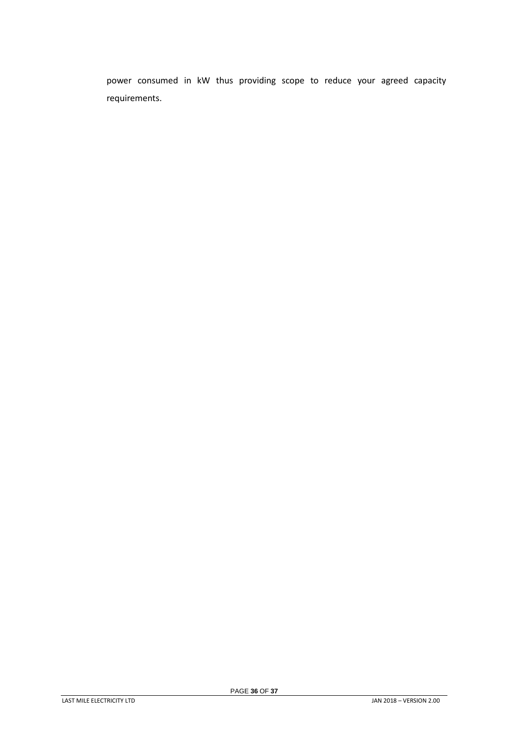power consumed in kW thus providing scope to reduce your agreed capacity requirements.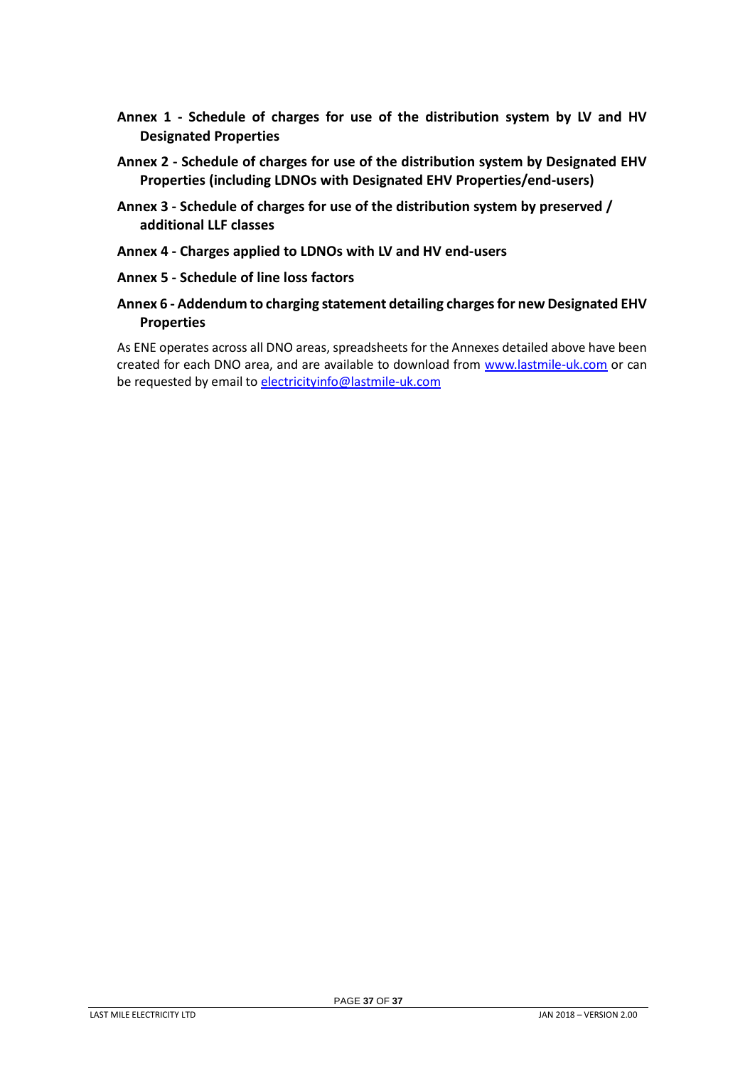**Annex 1 - Schedule of charges for use of the distribution system by LV and HV Designated Properties**

**Annex 2 - Schedule of charges for use of the distribution system by Designated EHV Properties (including LDNOs with Designated EHV Properties/end-users)**

**Annex 3 - Schedule of charges for use of the distribution system by preserved / additional LLF classes**

**Annex 4 - Charges applied to LDNOs with LV and HV end-users**

**Annex 5 - Schedule of line loss factors**

**Annex 6 - Addendum to charging statement detailing charges for new Designated EHV Properties**

As ENE operates across all DNO areas, spreadsheets for the Annexes detailed above have been created for each DNO area, and are available to download from www.lastmile-uk.com or can be requested by email to electricityinfo@lastmile-uk.com